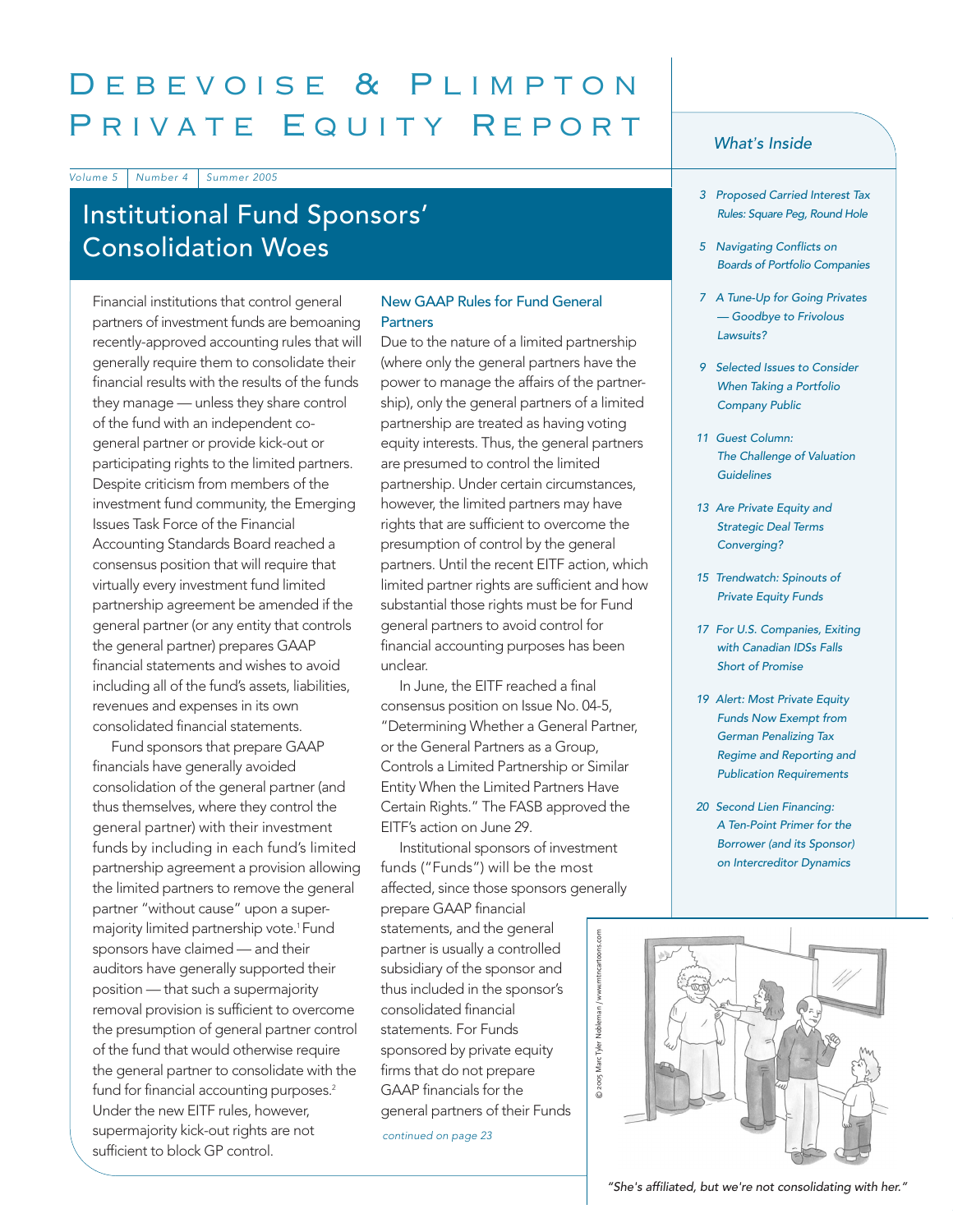# Debevoise & Plimpton Private Equity Report

*Volume 5 | Number 4 | Summer 2005*

## Institutional Fund Sponsors' Consolidation Woes

Financial institutions that control general partners of investment funds are bemoaning recently-approved accounting rules that will generally require them to consolidate their financial results with the results of the funds they manage — unless they share control of the fund with an independent co-general partner or provide kick-out or participating rights to the limited partners. Despite criticism from members of the investment fund community, the Emerging Issues Task Force of the Financial Accounting Standards Board reached a consensus position that will require that virtually every investment fund limited partnership agreement be amended if the general partner (or any entity that controls the general partner) prepares GAAP financial statements and wishes to avoid including all of the fund's assets, liabilities, revenues and expenses in its own consolidated financial statements.

Fund sponsors that prepare GAAP financials have generally avoided consolidation of the general partner (and thus themselves, where they control the general partner) with their investment funds by including in each fund's limited partnership agreement a provision allowing the limited partners to remove the general partner "without cause" upon a super-majority limited partnership vote.[1] Fund sponsors have claimed — and their auditors have generally supported their position — that such a supermajority removal provision is sufficient to overcome the presumption of general partner control of the fund that would otherwise require the general partner to consolidate with the fund for financial accounting purposes.[2] Under the new EITF rules, however, supermajority kick-out rights are not sufficient to block GP control.

### New GAAP Rules for Fund General Partners

Due to the nature of a limited partnership (where only the general partners have the power to manage the affairs of the partnership), only the general partners of a limited partnership are treated as having voting equity interests. Thus, the general partners are presumed to control the limited partnership. Under certain circumstances, however, the limited partners may have rights that are sufficient to overcome the presumption of control by the general partners. Until the recent EITF action, which limited partner rights are sufficient and how substantial those rights must be for Fund general partners to avoid control for financial accounting purposes has been unclear.

In June, the EITF reached a final consensus position on Issue No. 04-5, "Determining Whether a General Partner, or the General Partners as a Group, Controls a Limited Partnership or Similar Entity When the Limited Partners Have Certain Rights." The FASB approved the EITF's action on June 29.

Institutional sponsors of investment funds ("Funds") will be the most affected, since those sponsors generally prepare GAAP financial statements, and the general partner is usually a controlled subsidiary of the sponsor and thus included in the sponsor's consolidated financial statements. For Funds sponsored by private equity firms that do not prepare GAAP financials for the general partners of their Funds

*continued on page 23*

"She's affiliated, but we're not consolidating with her."

© 2005 Marc Tyler Nobleman / www.mtncartoons.com

### What's Inside

- 3 Proposed Carried Interest Tax Rules: Square Peg, Round Hole
- 5 Navigating Conflicts on Boards of Portfolio Companies
- 7 A Tune-Up for Going Privates — Goodbye to Frivolous Lawsuits?
- 9 Selected Issues to Consider When Taking a Portfolio Company Public
- 11 Guest Column: The Challenge of Valuation Guidelines
- 13 Are Private Equity and Strategic Deal Terms Converging?
- 15 Trendwatch: Spinouts of Private Equity Funds
- 17 For U.S. Companies, Exiting with Canadian IDSs Falls Short of Promise
- 19 Alert: Most Private Equity Funds Now Exempt from German Penalizing Tax Regime and Reporting and Publication Requirements
- 20 Second Lien Financing: A Ten-Point Primer for the Borrower (and its Sponsor) on Intercreditor Dynamics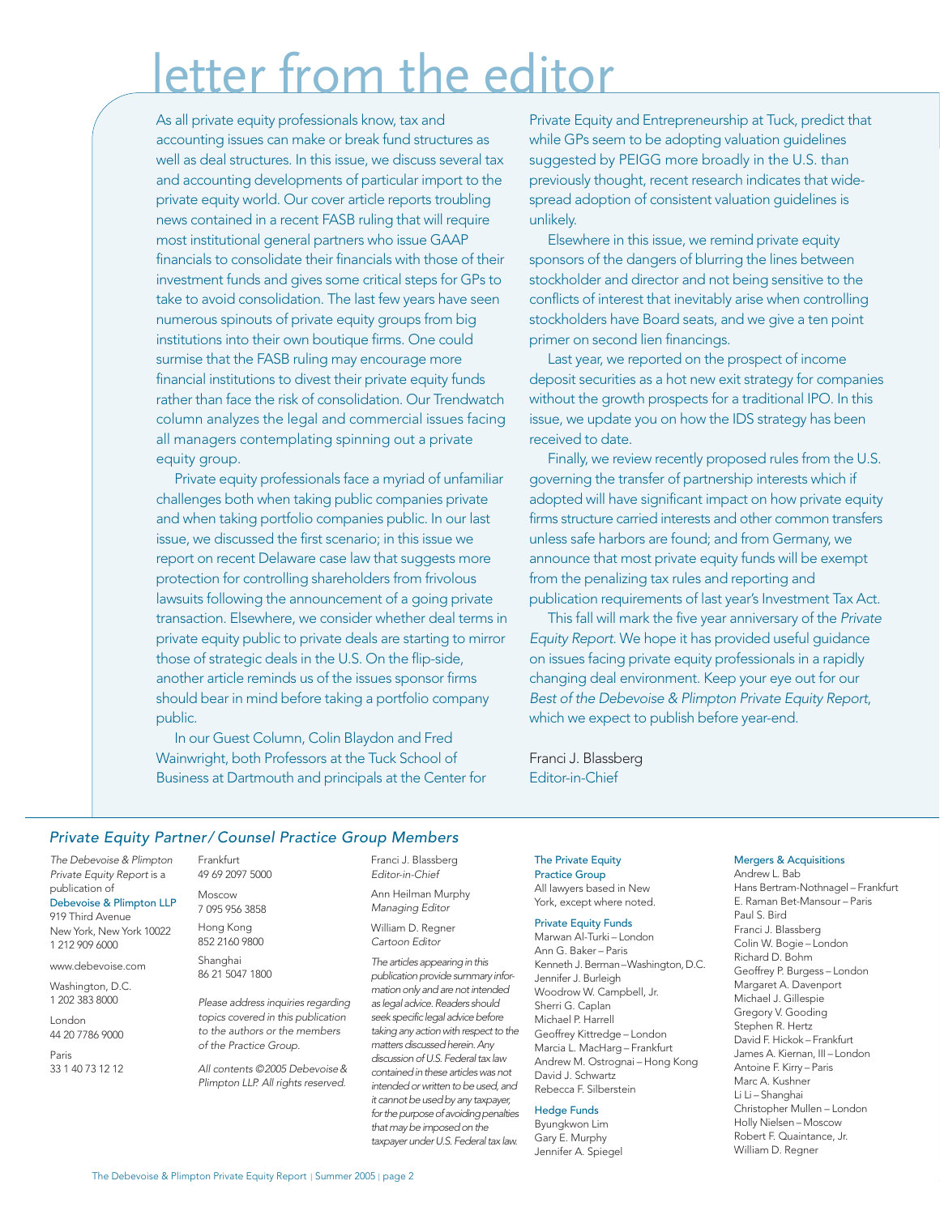# letter from the editor

As all private equity professionals know, tax and accounting issues can make or break fund structures as well as deal structures. In this issue, we discuss several tax and accounting developments of particular import to the private equity world. Our cover article reports troubling news contained in a recent FASB ruling that will require most institutional general partners who issue GAAP financials to consolidate their financials with those of their investment funds and gives some critical steps for GPs to take to avoid consolidation. The last few years have seen numerous spinouts of private equity groups from big institutions into their own boutique firms. One could surmise that the FASB ruling may encourage more financial institutions to divest their private equity funds rather than face the risk of consolidation. Our Trendwatch column analyzes the legal and commercial issues facing all managers contemplating spinning out a private equity group.

Private equity professionals face a myriad of unfamiliar challenges both when taking public companies private and when taking portfolio companies public. In our last issue, we discussed the first scenario; in this issue we report on recent Delaware case law that suggests more protection for controlling shareholders from frivolous lawsuits following the announcement of a going private transaction. Elsewhere, we consider whether deal terms in private equity public to private deals are starting to mirror those of strategic deals in the U.S. On the flip-side, another article reminds us of the issues sponsor firms should bear in mind before taking a portfolio company public.

In our Guest Column, Colin Blaydon and Fred Wainwright, both Professors at the Tuck School of Business at Dartmouth and principals at the Center for Private Equity and Entrepreneurship at Tuck, predict that while GPs seem to be adopting valuation guidelines suggested by PEIGG more broadly in the U.S. than previously thought, recent research indicates that widespread adoption of consistent valuation guidelines is unlikely.

Elsewhere in this issue, we remind private equity sponsors of the dangers of blurring the lines between stockholder and director and not being sensitive to the conflicts of interest that inevitably arise when controlling stockholders have Board seats, and we give a ten point primer on second lien financings.

Last year, we reported on the prospect of income deposit securities as a hot new exit strategy for companies without the growth prospects for a traditional IPO. In this issue, we update you on how the IDS strategy has been received to date.

Finally, we review recently proposed rules from the U.S. governing the transfer of partnership interests which if adopted will have significant impact on how private equity firms structure carried interests and other common transfers unless safe harbors are found; and from Germany, we announce that most private equity funds will be exempt from the penalizing tax rules and reporting and publication requirements of last year's Investment Tax Act.

This fall will mark the five year anniversary of the *Private Equity Report*. We hope it has provided useful guidance on issues facing private equity professionals in a rapidly changing deal environment. Keep your eye out for our *Best of the Debevoise & Plimpton Private Equity Report*, which we expect to publish before year-end.

Franci J. Blassberg
Editor-in-Chief

## *Private Equity Partner/Counsel Practice Group Members*

*The Debevoise & Plimpton Private Equity Report* is a publication of
Debevoise & Plimpton LLP
919 Third Avenue
New York, New York 10022
1 212 909 6000

www.debevoise.com

Washington, D.C.
1 202 383 8000

London
44 20 7786 9000

Paris
33 1 40 73 12 12

Frankfurt
49 69 2097 5000

Moscow
7 095 956 3858

Hong Kong
852 2160 9800

Shanghai
86 21 5047 1800

*Please address inquiries regarding topics covered in this publication to the authors or the members of the Practice Group.*

*All contents ©2005 Debevoise & Plimpton LLP. All rights reserved.*

Franci J. Blassberg
*Editor-in-Chief*

Ann Heilman Murphy
*Managing Editor*

William D. Regner
*Cartoon Editor*

*The articles appearing in this publication provide summary information only and are not intended as legal advice. Readers should seek specific legal advice before taking any action with respect to the matters discussed herein. Any discussion of U.S. Federal tax law contained in these articles was not intended or written to be used, and it cannot be used by any taxpayer, for the purpose of avoiding penalties that may be imposed on the taxpayer under U.S. Federal tax law.*

**The Private Equity Practice Group**
All lawyers based in New York, except where noted.

**Private Equity Funds**
Marwan Al-Turki – London
Ann G. Baker – Paris
Kenneth J. Berman – Washington, D.C.
Jennifer J. Burleigh
Woodrow W. Campbell, Jr.
Sherri G. Caplan
Michael P. Harrell
Geoffrey Kittredge – London
Marcia L. MacHarg – Frankfurt
Andrew M. Ostrognai – Hong Kong
David J. Schwartz
Rebecca F. Silberstein

**Hedge Funds**
Byungkwon Lim
Gary E. Murphy
Jennifer A. Spiegel

**Mergers & Acquisitions**
Andrew L. Bab
Hans Bertram-Nothnagel – Frankfurt
E. Raman Bet-Mansour – Paris
Paul S. Bird
Franci J. Blassberg
Colin W. Bogie – London
Richard D. Bohm
Geoffrey P. Burgess – London
Margaret A. Davenport
Michael J. Gillespie
Gregory V. Gooding
Stephen R. Hertz
David F. Hickok – Frankfurt
James A. Kiernan, III – London
Antoine F. Kirry – Paris
Marc A. Kushner
Li Li – Shanghai
Christopher Mullen – London
Holly Nielsen – Moscow
Robert F. Quaintance, Jr.
William D. Regner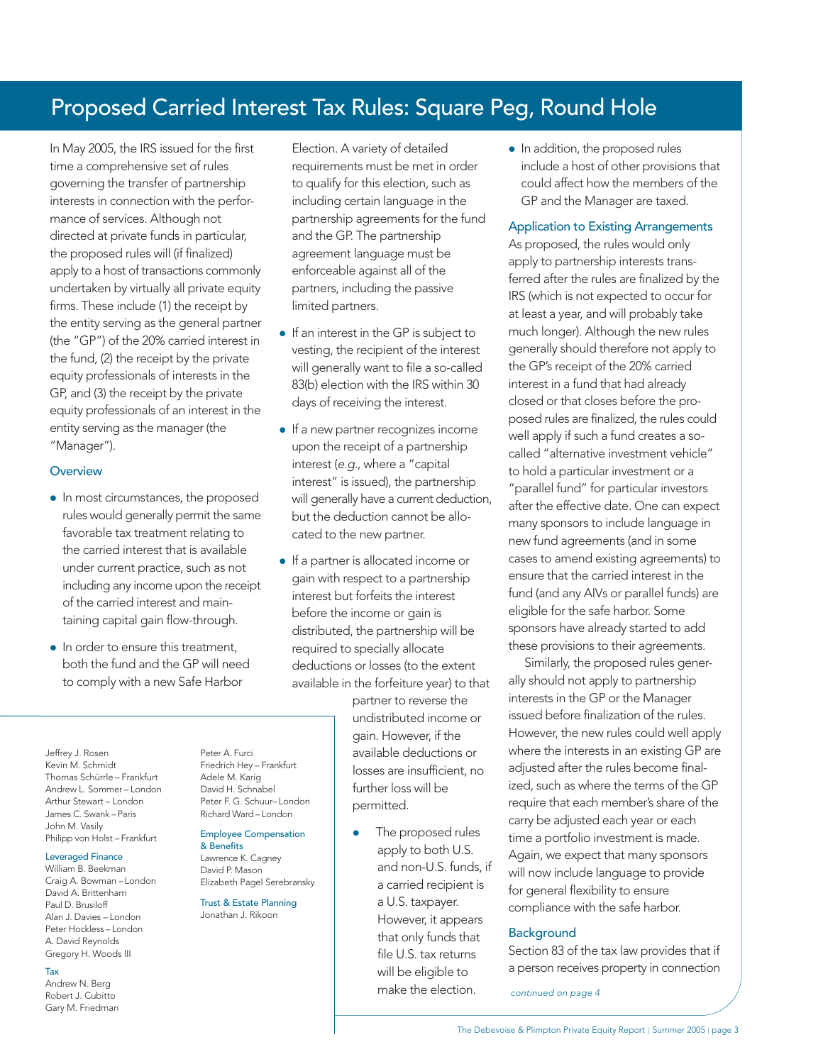# Proposed Carried Interest Tax Rules: Square Peg, Round Hole

In May 2005, the IRS issued for the first time a comprehensive set of rules governing the transfer of partnership interests in connection with the performance of services. Although not directed at private funds in particular, the proposed rules will (if finalized) apply to a host of transactions commonly undertaken by virtually all private equity firms. These include (1) the receipt by the entity serving as the general partner (the "GP") of the 20% carried interest in the fund, (2) the receipt by the private equity professionals of interests in the GP, and (3) the receipt by the private equity professionals of an interest in the entity serving as the manager (the "Manager").

### Overview

- In most circumstances, the proposed rules would generally permit the same favorable tax treatment relating to the carried interest that is available under current practice, such as not including any income upon the receipt of the carried interest and maintaining capital gain flow-through.
- In order to ensure this treatment, both the fund and the GP will need to comply with a new Safe Harbor Election. A variety of detailed requirements must be met in order to qualify for this election, such as including certain language in the partnership agreements for the fund and the GP. The partnership agreement language must be enforceable against all of the partners, including the passive limited partners.
- If an interest in the GP is subject to vesting, the recipient of the interest will generally want to file a so-called 83(b) election with the IRS within 30 days of receiving the interest.
- If a new partner recognizes income upon the receipt of a partnership interest (*e.g.*, where a "capital interest" is issued), the partnership will generally have a current deduction, but the deduction cannot be allocated to the new partner.
- If a partner is allocated income or gain with respect to a partnership interest but forfeits the interest before the income or gain is distributed, the partnership will be required to specially allocate deductions or losses (to the extent available in the forfeiture year) to that partner to reverse the undistributed income or gain. However, if the available deductions or losses are insufficient, no further loss will be permitted.
- The proposed rules apply to both U.S. and non-U.S. funds, if a carried recipient is a U.S. taxpayer. However, it appears that only funds that file U.S. tax returns will be eligible to make the election.
- In addition, the proposed rules include a host of other provisions that could affect how the members of the GP and the Manager are taxed.

### Application to Existing Arrangements

As proposed, the rules would only apply to partnership interests transferred after the rules are finalized by the IRS (which is not expected to occur for at least a year, and will probably take much longer). Although the new rules generally should therefore not apply to the GP's receipt of the 20% carried interest in a fund that had already closed or that closes before the proposed rules are finalized, the rules could well apply if such a fund creates a so-called "alternative investment vehicle" to hold a particular investment or a "parallel fund" for particular investors after the effective date. One can expect many sponsors to include language in new fund agreements (and in some cases to amend existing agreements) to ensure that the carried interest in the fund (and any AIVs or parallel funds) are eligible for the safe harbor. Some sponsors have already started to add these provisions to their agreements.

Similarly, the proposed rules generally should not apply to partnership interests in the GP or the Manager issued before finalization of the rules. However, the new rules could well apply where the interests in an existing GP are adjusted after the rules become finalized, such as where the terms of the GP require that each member's share of the carry be adjusted each year or each time a portfolio investment is made. Again, we expect that many sponsors will now include language to provide for general flexibility to ensure compliance with the safe harbor.

### Background

Section 83 of the tax law provides that if a person receives property in connection

*continued on page 4*

---

Jeffrey J. Rosen
Kevin M. Schmidt
Thomas Schürrle – Frankfurt
Andrew L. Sommer – London
Arthur Stewart – London
James C. Swank – Paris
John M. Vasily
Philipp von Holst – Frankfurt

**Leveraged Finance**
William B. Beekman
Craig A. Bowman – London
David A. Brittenham
Paul D. Brusiloff
Alan J. Davies – London
Peter Hockless – London
A. David Reynolds
Gregory H. Woods III

**Tax**
Andrew N. Berg
Robert J. Cubitto
Gary M. Friedman
Peter A. Furci
Friedrich Hey – Frankfurt
Adele M. Karig
David H. Schnabel
Peter F. G. Schuur– London
Richard Ward – London

**Employee Compensation & Benefits**
Lawrence K. Cagney
David P. Mason
Elizabeth Pagel Serebransky

**Trust & Estate Planning**
Jonathan J. Rikoon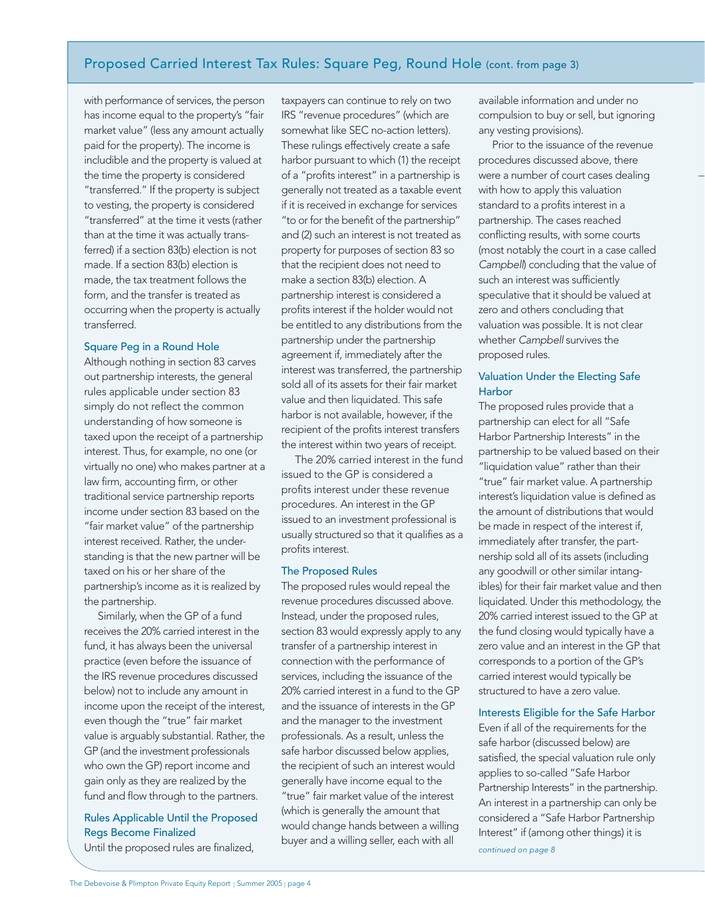## Proposed Carried Interest Tax Rules: Square Peg, Round Hole (cont. from page 3)

with performance of services, the person has income equal to the property's "fair market value" (less any amount actually paid for the property). The income is includible and the property is valued at the time the property is considered "transferred." If the property is subject to vesting, the property is considered "transferred" at the time it vests (rather than at the time it was actually transferred) if a section 83(b) election is not made. If a section 83(b) election is made, the tax treatment follows the form, and the transfer is treated as occurring when the property is actually transferred.

### Square Peg in a Round Hole

Although nothing in section 83 carves out partnership interests, the general rules applicable under section 83 simply do not reflect the common understanding of how someone is taxed upon the receipt of a partnership interest. Thus, for example, no one (or virtually no one) who makes partner at a law firm, accounting firm, or other traditional service partnership reports income under section 83 based on the "fair market value" of the partnership interest received. Rather, the understanding is that the new partner will be taxed on his or her share of the partnership's income as it is realized by the partnership.

Similarly, when the GP of a fund receives the 20% carried interest in the fund, it has always been the universal practice (even before the issuance of the IRS revenue procedures discussed below) not to include any amount in income upon the receipt of the interest, even though the "true" fair market value is arguably substantial. Rather, the GP (and the investment professionals who own the GP) report income and gain only as they are realized by the fund and flow through to the partners.

### Rules Applicable Until the Proposed Regs Become Finalized

Until the proposed rules are finalized, taxpayers can continue to rely on two IRS "revenue procedures" (which are somewhat like SEC no-action letters). These rulings effectively create a safe harbor pursuant to which (1) the receipt of a "profits interest" in a partnership is generally not treated as a taxable event if it is received in exchange for services "to or for the benefit of the partnership" and (2) such an interest is not treated as property for purposes of section 83 so that the recipient does not need to make a section 83(b) election. A partnership interest is considered a profits interest if the holder would not be entitled to any distributions from the partnership under the partnership agreement if, immediately after the interest was transferred, the partnership sold all of its assets for their fair market value and then liquidated. This safe harbor is not available, however, if the recipient of the profits interest transfers the interest within two years of receipt.

The 20% carried interest in the fund issued to the GP is considered a profits interest under these revenue procedures. An interest in the GP issued to an investment professional is usually structured so that it qualifies as a profits interest.

### The Proposed Rules

The proposed rules would repeal the revenue procedures discussed above. Instead, under the proposed rules, section 83 would expressly apply to any transfer of a partnership interest in connection with the performance of services, including the issuance of the 20% carried interest in a fund to the GP and the issuance of interests in the GP and the manager to the investment professionals. As a result, unless the safe harbor discussed below applies, the recipient of such an interest would generally have income equal to the "true" fair market value of the interest (which is generally the amount that would change hands between a willing buyer and a willing seller, each with all available information and under no compulsion to buy or sell, but ignoring any vesting provisions).

Prior to the issuance of the revenue procedures discussed above, there were a number of court cases dealing with how to apply this valuation standard to a profits interest in a partnership. The cases reached conflicting results, with some courts (most notably the court in a case called *Campbell*) concluding that the value of such an interest was sufficiently speculative that it should be valued at zero and others concluding that valuation was possible. It is not clear whether *Campbell* survives the proposed rules.

### Valuation Under the Electing Safe Harbor

The proposed rules provide that a partnership can elect for all "Safe Harbor Partnership Interests" in the partnership to be valued based on their "liquidation value" rather than their "true" fair market value. A partnership interest's liquidation value is defined as the amount of distributions that would be made in respect of the interest if, immediately after transfer, the partnership sold all of its assets (including any goodwill or other similar intangibles) for their fair market value and then liquidated. Under this methodology, the 20% carried interest issued to the GP at the fund closing would typically have a zero value and an interest in the GP that corresponds to a portion of the GP's carried interest would typically be structured to have a zero value.

### Interests Eligible for the Safe Harbor

Even if all of the requirements for the safe harbor (discussed below) are satisfied, the special valuation rule only applies to so-called "Safe Harbor Partnership Interests" in the partnership. An interest in a partnership can only be considered a "Safe Harbor Partnership Interest" if (among other things) it is

*continued on page 8*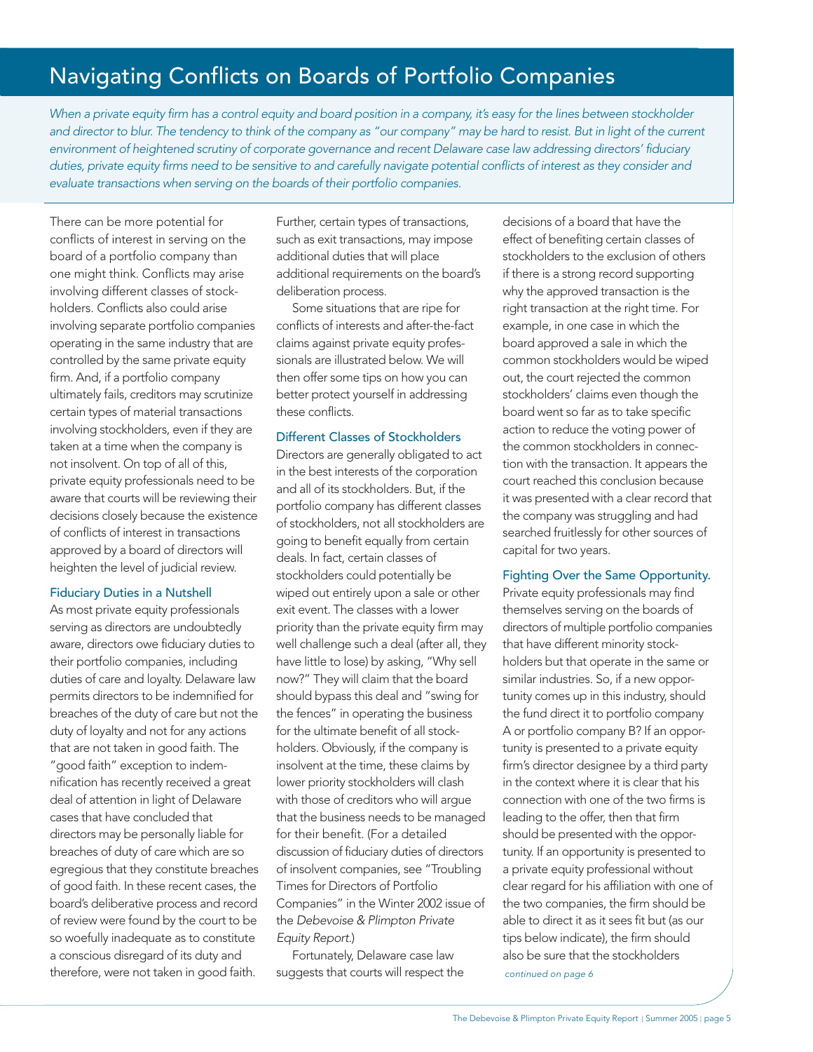# Navigating Conflicts on Boards of Portfolio Companies

*When a private equity firm has a control equity and board position in a company, it's easy for the lines between stockholder and director to blur. The tendency to think of the company as "our company" may be hard to resist. But in light of the current environment of heightened scrutiny of corporate governance and recent Delaware case law addressing directors' fiduciary duties, private equity firms need to be sensitive to and carefully navigate potential conflicts of interest as they consider and evaluate transactions when serving on the boards of their portfolio companies.*

There can be more potential for conflicts of interest in serving on the board of a portfolio company than one might think. Conflicts may arise involving different classes of stockholders. Conflicts also could arise involving separate portfolio companies operating in the same industry that are controlled by the same private equity firm. And, if a portfolio company ultimately fails, creditors may scrutinize certain types of material transactions involving stockholders, even if they are taken at a time when the company is not insolvent. On top of all of this, private equity professionals need to be aware that courts will be reviewing their decisions closely because the existence of conflicts of interest in transactions approved by a board of directors will heighten the level of judicial review.

## Fiduciary Duties in a Nutshell

As most private equity professionals serving as directors are undoubtedly aware, directors owe fiduciary duties to their portfolio companies, including duties of care and loyalty. Delaware law permits directors to be indemnified for breaches of the duty of care but not the duty of loyalty and not for any actions that are not taken in good faith. The "good faith" exception to indemnification has recently received a great deal of attention in light of Delaware cases that have concluded that directors may be personally liable for breaches of duty of care which are so egregious that they constitute breaches of good faith. In these recent cases, the board's deliberative process and record of review were found by the court to be so woefully inadequate as to constitute a conscious disregard of its duty and therefore, were not taken in good faith. Further, certain types of transactions, such as exit transactions, may impose additional duties that will place additional requirements on the board's deliberation process.

Some situations that are ripe for conflicts of interests and after-the-fact claims against private equity professionals are illustrated below. We will then offer some tips on how you can better protect yourself in addressing these conflicts.

## Different Classes of Stockholders

Directors are generally obligated to act in the best interests of the corporation and all of its stockholders. But, if the portfolio company has different classes of stockholders, not all stockholders are going to benefit equally from certain deals. In fact, certain classes of stockholders could potentially be wiped out entirely upon a sale or other exit event. The classes with a lower priority than the private equity firm may well challenge such a deal (after all, they have little to lose) by asking, "Why sell now?" They will claim that the board should bypass this deal and "swing for the fences" in operating the business for the ultimate benefit of all stockholders. Obviously, if the company is insolvent at the time, these claims by lower priority stockholders will clash with those of creditors who will argue that the business needs to be managed for their benefit. (For a detailed discussion of fiduciary duties of directors of insolvent companies, see "Troubling Times for Directors of Portfolio Companies" in the Winter 2002 issue of the *Debevoise & Plimpton Private Equity Report*.)

Fortunately, Delaware case law suggests that courts will respect the decisions of a board that have the effect of benefiting certain classes of stockholders to the exclusion of others if there is a strong record supporting why the approved transaction is the right transaction at the right time. For example, in one case in which the board approved a sale in which the common stockholders would be wiped out, the court rejected the common stockholders' claims even though the board went so far as to take specific action to reduce the voting power of the common stockholders in connection with the transaction. It appears the court reached this conclusion because it was presented with a clear record that the company was struggling and had searched fruitlessly for other sources of capital for two years.

## Fighting Over the Same Opportunity.

Private equity professionals may find themselves serving on the boards of directors of multiple portfolio companies that have different minority stockholders but that operate in the same or similar industries. So, if a new opportunity comes up in this industry, should the fund direct it to portfolio company A or portfolio company B? If an opportunity is presented to a private equity firm's director designee by a third party in the context where it is clear that his connection with one of the two firms is leading to the offer, then that firm should be presented with the opportunity. If an opportunity is presented to a private equity professional without clear regard for his affiliation with one of the two companies, the firm should be able to direct it as it sees fit but (as our tips below indicate), the firm should also be sure that the stockholders

*continued on page 6*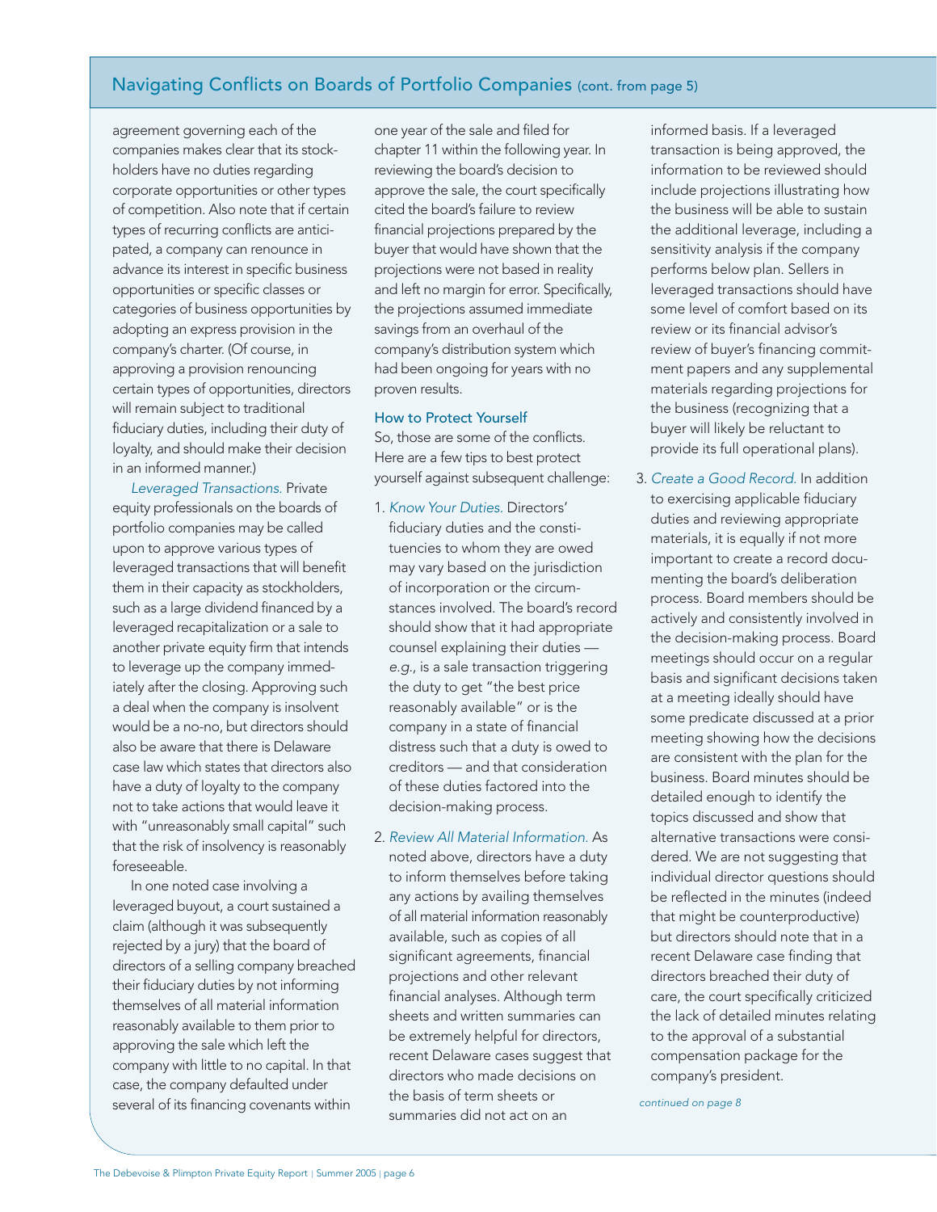## Navigating Conflicts on Boards of Portfolio Companies (cont. from page 5)

agreement governing each of the companies makes clear that its stockholders have no duties regarding corporate opportunities or other types of competition. Also note that if certain types of recurring conflicts are anticipated, a company can renounce in advance its interest in specific business opportunities or specific classes or categories of business opportunities by adopting an express provision in the company's charter. (Of course, in approving a provision renouncing certain types of opportunities, directors will remain subject to traditional fiduciary duties, including their duty of loyalty, and should make their decision in an informed manner.)

*Leveraged Transactions.* Private equity professionals on the boards of portfolio companies may be called upon to approve various types of leveraged transactions that will benefit them in their capacity as stockholders, such as a large dividend financed by a leveraged recapitalization or a sale to another private equity firm that intends to leverage up the company immediately after the closing. Approving such a deal when the company is insolvent would be a no-no, but directors should also be aware that there is Delaware case law which states that directors also have a duty of loyalty to the company not to take actions that would leave it with "unreasonably small capital" such that the risk of insolvency is reasonably foreseeable.

In one noted case involving a leveraged buyout, a court sustained a claim (although it was subsequently rejected by a jury) that the board of directors of a selling company breached their fiduciary duties by not informing themselves of all material information reasonably available to them prior to approving the sale which left the company with little to no capital. In that case, the company defaulted under several of its financing covenants within one year of the sale and filed for chapter 11 within the following year. In reviewing the board's decision to approve the sale, the court specifically cited the board's failure to review financial projections prepared by the buyer that would have shown that the projections were not based in reality and left no margin for error. Specifically, the projections assumed immediate savings from an overhaul of the company's distribution system which had been ongoing for years with no proven results.

### How to Protect Yourself

So, those are some of the conflicts. Here are a few tips to best protect yourself against subsequent challenge:

1. *Know Your Duties.* Directors' fiduciary duties and the constituencies to whom they are owed may vary based on the jurisdiction of incorporation or the circumstances involved. The board's record should show that it had appropriate counsel explaining their duties — *e.g.*, is a sale transaction triggering the duty to get "the best price reasonably available" or is the company in a state of financial distress such that a duty is owed to creditors — and that consideration of these duties factored into the decision-making process.

2. *Review All Material Information.* As noted above, directors have a duty to inform themselves before taking any actions by availing themselves of all material information reasonably available, such as copies of all significant agreements, financial projections and other relevant financial analyses. Although term sheets and written summaries can be extremely helpful for directors, recent Delaware cases suggest that directors who made decisions on the basis of term sheets or summaries did not act on an informed basis. If a leveraged transaction is being approved, the information to be reviewed should include projections illustrating how the business will be able to sustain the additional leverage, including a sensitivity analysis if the company performs below plan. Sellers in leveraged transactions should have some level of comfort based on its review or its financial advisor's review of buyer's financing commitment papers and any supplemental materials regarding projections for the business (recognizing that a buyer will likely be reluctant to provide its full operational plans).

3. *Create a Good Record.* In addition to exercising applicable fiduciary duties and reviewing appropriate materials, it is equally if not more important to create a record documenting the board's deliberation process. Board members should be actively and consistently involved in the decision-making process. Board meetings should occur on a regular basis and significant decisions taken at a meeting ideally should have some predicate discussed at a prior meeting showing how the decisions are consistent with the plan for the business. Board minutes should be detailed enough to identify the topics discussed and show that alternative transactions were considered. We are not suggesting that individual director questions should be reflected in the minutes (indeed that might be counterproductive) but directors should note that in a recent Delaware case finding that directors breached their duty of care, the court specifically criticized the lack of detailed minutes relating to the approval of a substantial compensation package for the company's president.

*continued on page 8*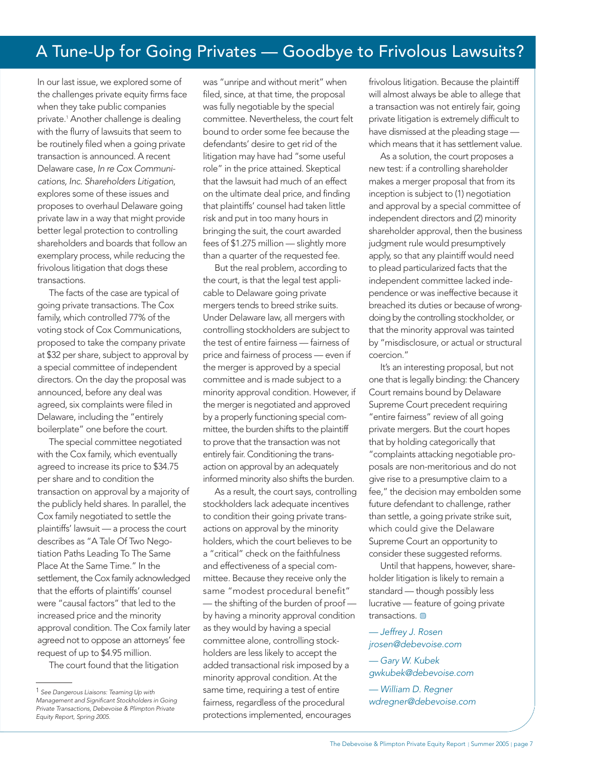# A Tune-Up for Going Privates — Goodbye to Frivolous Lawsuits?

In our last issue, we explored some of the challenges private equity firms face when they take public companies private.[1] Another challenge is dealing with the flurry of lawsuits that seem to be routinely filed when a going private transaction is announced. A recent Delaware case, *In re Cox Communications, Inc. Shareholders Litigation*, explores some of these issues and proposes to overhaul Delaware going private law in a way that might provide better legal protection to controlling shareholders and boards that follow an exemplary process, while reducing the frivolous litigation that dogs these transactions.

The facts of the case are typical of going private transactions. The Cox family, which controlled 77% of the voting stock of Cox Communications, proposed to take the company private at $32 per share, subject to approval by a special committee of independent directors. On the day the proposal was announced, before any deal was agreed, six complaints were filed in Delaware, including the "entirely boilerplate" one before the court.

The special committee negotiated with the Cox family, which eventually agreed to increase its price to $34.75 per share and to condition the transaction on approval by a majority of the publicly held shares. In parallel, the Cox family negotiated to settle the plaintiffs' lawsuit — a process the court describes as "A Tale Of Two Negotiation Paths Leading To The Same Place At the Same Time." In the settlement, the Cox family acknowledged that the efforts of plaintiffs' counsel were "causal factors" that led to the increased price and the minority approval condition. The Cox family later agreed not to oppose an attorneys' fee request of up to $4.95 million.

The court found that the litigation was "unripe and without merit" when filed, since, at that time, the proposal was fully negotiable by the special committee. Nevertheless, the court felt bound to order some fee because the defendants' desire to get rid of the litigation may have had "some useful role" in the price attained. Skeptical that the lawsuit had much of an effect on the ultimate deal price, and finding that plaintiffs' counsel had taken little risk and put in too many hours in bringing the suit, the court awarded fees of $1.275 million — slightly more than a quarter of the requested fee.

But the real problem, according to the court, is that the legal test applicable to Delaware going private mergers tends to breed strike suits. Under Delaware law, all mergers with controlling stockholders are subject to the test of entire fairness — fairness of price and fairness of process — even if the merger is approved by a special committee and is made subject to a minority approval condition. However, if the merger is negotiated and approved by a properly functioning special committee, the burden shifts to the plaintiff to prove that the transaction was not entirely fair. Conditioning the transaction on approval by an adequately informed minority also shifts the burden.

As a result, the court says, controlling stockholders lack adequate incentives to condition their going private transactions on approval by the minority holders, which the court believes to be a "critical" check on the faithfulness and effectiveness of a special committee. Because they receive only the same "modest procedural benefit" — the shifting of the burden of proof — by having a minority approval condition as they would by having a special committee alone, controlling stockholders are less likely to accept the added transactional risk imposed by a minority approval condition. At the same time, requiring a test of entire fairness, regardless of the procedural protections implemented, encourages frivolous litigation. Because the plaintiff will almost always be able to allege that a transaction was not entirely fair, going private litigation is extremely difficult to have dismissed at the pleading stage — which means that it has settlement value.

As a solution, the court proposes a new test: if a controlling shareholder makes a merger proposal that from its inception is subject to (1) negotiation and approval by a special committee of independent directors and (2) minority shareholder approval, then the business judgment rule would presumptively apply, so that any plaintiff would need to plead particularized facts that the independent committee lacked independence or was ineffective because it breached its duties or because of wrongdoing by the controlling stockholder, or that the minority approval was tainted by "misdisclosure, or actual or structural coercion."

It's an interesting proposal, but not one that is legally binding: the Chancery Court remains bound by Delaware Supreme Court precedent requiring "entire fairness" review of all going private mergers. But the court hopes that by holding categorically that "complaints attacking negotiable proposals are non-meritorious and do not give rise to a presumptive claim to a fee," the decision may embolden some future defendant to challenge, rather than settle, a going private strike suit, which could give the Delaware Supreme Court an opportunity to consider these suggested reforms.

Until that happens, however, shareholder litigation is likely to remain a standard — though possibly less lucrative — feature of going private transactions.

*— Jeffrey J. Rosen*
*jrosen@debevoise.com*

*— Gary W. Kubek*
*gwkubek@debevoise.com*

*— William D. Regner*
*wdregner@debevoise.com*

---

[1] *See Dangerous Liaisons: Teaming Up with Management and Significant Stockholders in Going Private Transactions, Debevoise & Plimpton Private Equity Report, Spring 2005.*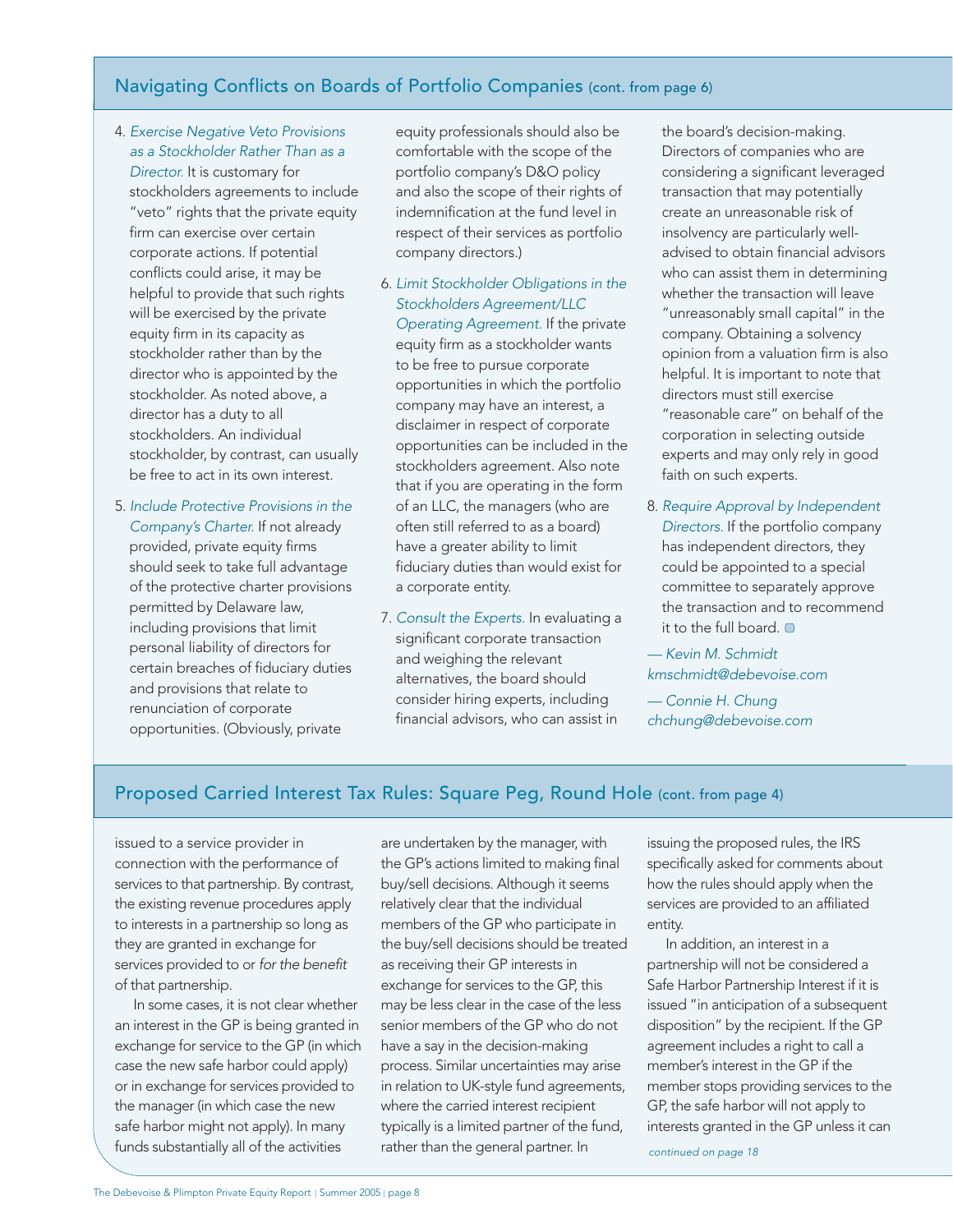## Navigating Conflicts on Boards of Portfolio Companies (cont. from page 6)

4. *Exercise Negative Veto Provisions as a Stockholder Rather Than as a Director.* It is customary for stockholders agreements to include "veto" rights that the private equity firm can exercise over certain corporate actions. If potential conflicts could arise, it may be helpful to provide that such rights will be exercised by the private equity firm in its capacity as stockholder rather than by the director who is appointed by the stockholder. As noted above, a director has a duty to all stockholders. An individual stockholder, by contrast, can usually be free to act in its own interest.

5. *Include Protective Provisions in the Company's Charter.* If not already provided, private equity firms should seek to take full advantage of the protective charter provisions permitted by Delaware law, including provisions that limit personal liability of directors for certain breaches of fiduciary duties and provisions that relate to renunciation of corporate opportunities. (Obviously, private equity professionals should also be comfortable with the scope of the portfolio company's D&O policy and also the scope of their rights of indemnification at the fund level in respect of their services as portfolio company directors.)

6. *Limit Stockholder Obligations in the Stockholders Agreement/LLC Operating Agreement.* If the private equity firm as a stockholder wants to be free to pursue corporate opportunities in which the portfolio company may have an interest, a disclaimer in respect of corporate opportunities can be included in the stockholders agreement. Also note that if you are operating in the form of an LLC, the managers (who are often still referred to as a board) have a greater ability to limit fiduciary duties than would exist for a corporate entity.

7. *Consult the Experts.* In evaluating a significant corporate transaction and weighing the relevant alternatives, the board should consider hiring experts, including financial advisors, who can assist in the board's decision-making. Directors of companies who are considering a significant leveraged transaction that may potentially create an unreasonable risk of insolvency are particularly well-advised to obtain financial advisors who can assist them in determining whether the transaction will leave "unreasonably small capital" in the company. Obtaining a solvency opinion from a valuation firm is also helpful. It is important to note that directors must still exercise "reasonable care" on behalf of the corporation in selecting outside experts and may only rely in good faith on such experts.

8. *Require Approval by Independent Directors.* If the portfolio company has independent directors, they could be appointed to a special committee to separately approve the transaction and to recommend it to the full board.

*— Kevin M. Schmidt*
*kmschmidt@debevoise.com*

*— Connie H. Chung*
*chchung@debevoise.com*

## Proposed Carried Interest Tax Rules: Square Peg, Round Hole (cont. from page 4)

issued to a service provider in connection with the performance of services to that partnership. By contrast, the existing revenue procedures apply to interests in a partnership so long as they are granted in exchange for services provided to or *for the benefit* of that partnership.

In some cases, it is not clear whether an interest in the GP is being granted in exchange for service to the GP (in which case the new safe harbor could apply) or in exchange for services provided to the manager (in which case the new safe harbor might not apply). In many funds substantially all of the activities are undertaken by the manager, with the GP's actions limited to making final buy/sell decisions. Although it seems relatively clear that the individual members of the GP who participate in the buy/sell decisions should be treated as receiving their GP interests in exchange for services to the GP, this may be less clear in the case of the less senior members of the GP who do not have a say in the decision-making process. Similar uncertainties may arise in relation to UK-style fund agreements, where the carried interest recipient typically is a limited partner of the fund, rather than the general partner. In issuing the proposed rules, the IRS specifically asked for comments about how the rules should apply when the services are provided to an affiliated entity.

In addition, an interest in a partnership will not be considered a Safe Harbor Partnership Interest if it is issued "in anticipation of a subsequent disposition" by the recipient. If the GP agreement includes a right to call a member's interest in the GP if the member stops providing services to the GP, the safe harbor will not apply to interests granted in the GP unless it can

*continued on page 18*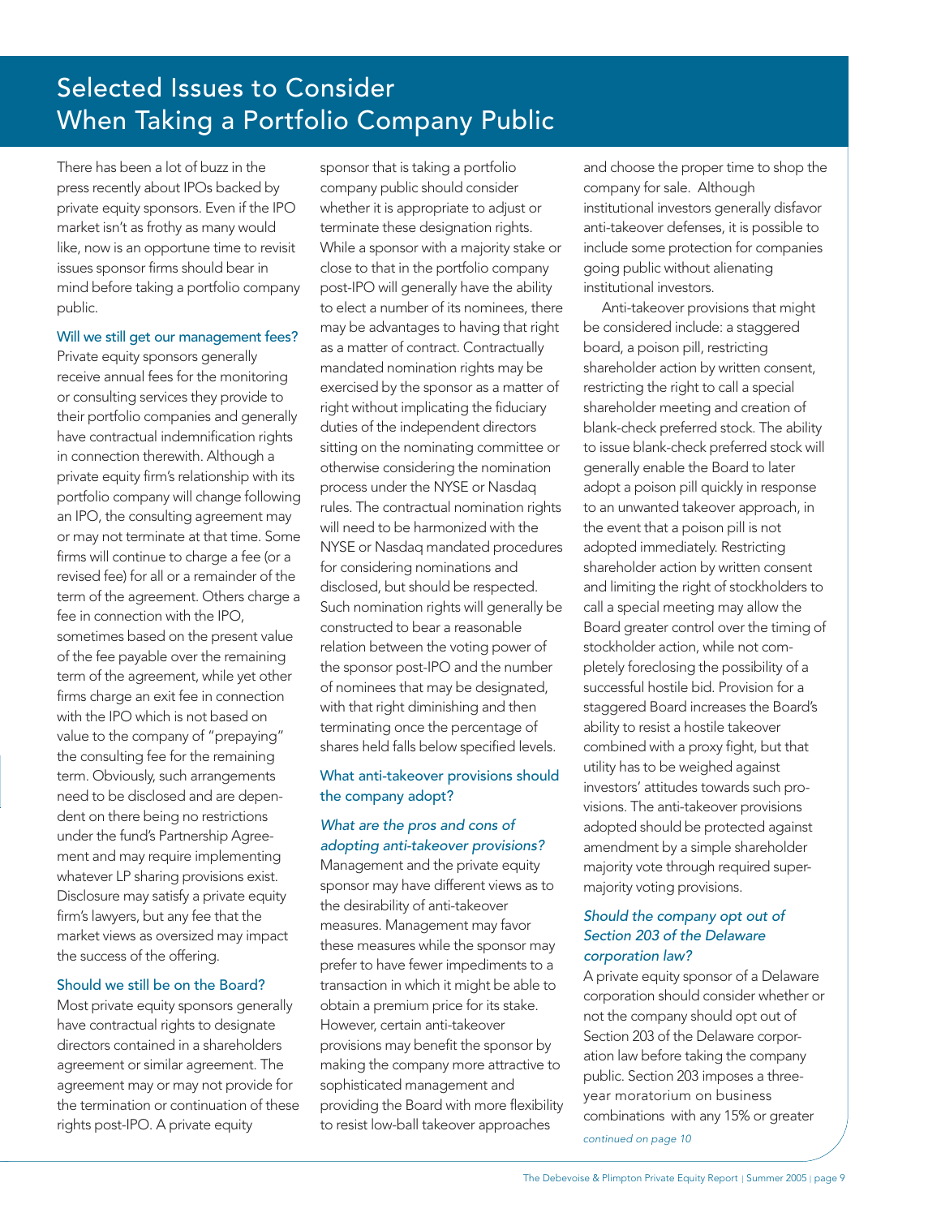# Selected Issues to Consider When Taking a Portfolio Company Public

There has been a lot of buzz in the press recently about IPOs backed by private equity sponsors. Even if the IPO market isn't as frothy as many would like, now is an opportune time to revisit issues sponsor firms should bear in mind before taking a portfolio company public.

### Will we still get our management fees?

Private equity sponsors generally receive annual fees for the monitoring or consulting services they provide to their portfolio companies and generally have contractual indemnification rights in connection therewith. Although a private equity firm's relationship with its portfolio company will change following an IPO, the consulting agreement may or may not terminate at that time. Some firms will continue to charge a fee (or a revised fee) for all or a remainder of the term of the agreement. Others charge a fee in connection with the IPO, sometimes based on the present value of the fee payable over the remaining term of the agreement, while yet other firms charge an exit fee in connection with the IPO which is not based on value to the company of "prepaying" the consulting fee for the remaining term. Obviously, such arrangements need to be disclosed and are dependent on there being no restrictions under the fund's Partnership Agreement and may require implementing whatever LP sharing provisions exist. Disclosure may satisfy a private equity firm's lawyers, but any fee that the market views as oversized may impact the success of the offering.

### Should we still be on the Board?

Most private equity sponsors generally have contractual rights to designate directors contained in a shareholders agreement or similar agreement. The agreement may or may not provide for the termination or continuation of these rights post-IPO. A private equity sponsor that is taking a portfolio company public should consider whether it is appropriate to adjust or terminate these designation rights. While a sponsor with a majority stake or close to that in the portfolio company post-IPO will generally have the ability to elect a number of its nominees, there may be advantages to having that right as a matter of contract. Contractually mandated nomination rights may be exercised by the sponsor as a matter of right without implicating the fiduciary duties of the independent directors sitting on the nominating committee or otherwise considering the nomination process under the NYSE or Nasdaq rules. The contractual nomination rights will need to be harmonized with the NYSE or Nasdaq mandated procedures for considering nominations and disclosed, but should be respected. Such nomination rights will generally be constructed to bear a reasonable relation between the voting power of the sponsor post-IPO and the number of nominees that may be designated, with that right diminishing and then terminating once the percentage of shares held falls below specified levels.

### What anti-takeover provisions should the company adopt?

#### *What are the pros and cons of adopting anti-takeover provisions?*

Management and the private equity sponsor may have different views as to the desirability of anti-takeover measures. Management may favor these measures while the sponsor may prefer to have fewer impediments to a transaction in which it might be able to obtain a premium price for its stake. However, certain anti-takeover provisions may benefit the sponsor by making the company more attractive to sophisticated management and providing the Board with more flexibility to resist low-ball takeover approaches and choose the proper time to shop the company for sale. Although institutional investors generally disfavor anti-takeover defenses, it is possible to include some protection for companies going public without alienating institutional investors.

Anti-takeover provisions that might be considered include: a staggered board, a poison pill, restricting shareholder action by written consent, restricting the right to call a special shareholder meeting and creation of blank-check preferred stock. The ability to issue blank-check preferred stock will generally enable the Board to later adopt a poison pill quickly in response to an unwanted takeover approach, in the event that a poison pill is not adopted immediately. Restricting shareholder action by written consent and limiting the right of stockholders to call a special meeting may allow the Board greater control over the timing of stockholder action, while not completely foreclosing the possibility of a successful hostile bid. Provision for a staggered Board increases the Board's ability to resist a hostile takeover combined with a proxy fight, but that utility has to be weighed against investors' attitudes towards such provisions. The anti-takeover provisions adopted should be protected against amendment by a simple shareholder majority vote through required supermajority voting provisions.

#### *Should the company opt out of Section 203 of the Delaware corporation law?*

A private equity sponsor of a Delaware corporation should consider whether or not the company should opt out of Section 203 of the Delaware corporation law before taking the company public. Section 203 imposes a three-year moratorium on business combinations with any 15% or greater

*continued on page 10*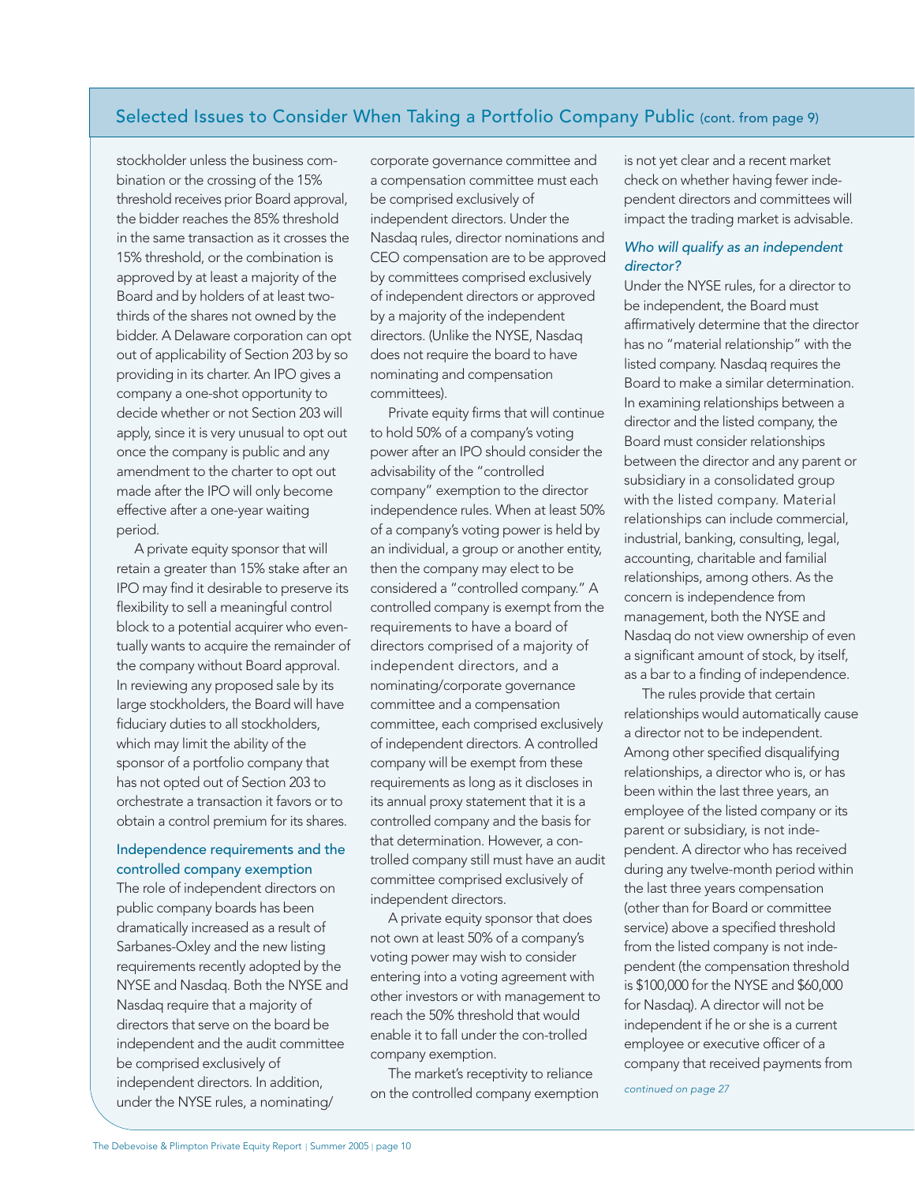## Selected Issues to Consider When Taking a Portfolio Company Public (cont. from page 9)

stockholder unless the business combination or the crossing of the 15% threshold receives prior Board approval, the bidder reaches the 85% threshold in the same transaction as it crosses the 15% threshold, or the combination is approved by at least a majority of the Board and by holders of at least two-thirds of the shares not owned by the bidder. A Delaware corporation can opt out of applicability of Section 203 by so providing in its charter. An IPO gives a company a one-shot opportunity to decide whether or not Section 203 will apply, since it is very unusual to opt out once the company is public and any amendment to the charter to opt out made after the IPO will only become effective after a one-year waiting period.

A private equity sponsor that will retain a greater than 15% stake after an IPO may find it desirable to preserve its flexibility to sell a meaningful control block to a potential acquirer who eventually wants to acquire the remainder of the company without Board approval. In reviewing any proposed sale by its large stockholders, the Board will have fiduciary duties to all stockholders, which may limit the ability of the sponsor of a portfolio company that has not opted out of Section 203 to orchestrate a transaction it favors or to obtain a control premium for its shares.

### Independence requirements and the controlled company exemption

The role of independent directors on public company boards has been dramatically increased as a result of Sarbanes-Oxley and the new listing requirements recently adopted by the NYSE and Nasdaq. Both the NYSE and Nasdaq require that a majority of directors that serve on the board be independent and the audit committee be comprised exclusively of independent directors. In addition, under the NYSE rules, a nominating/corporate governance committee and a compensation committee must each be comprised exclusively of independent directors. Under the Nasdaq rules, director nominations and CEO compensation are to be approved by committees comprised exclusively of independent directors or approved by a majority of the independent directors. (Unlike the NYSE, Nasdaq does not require the board to have nominating and compensation committees).

Private equity firms that will continue to hold 50% of a company's voting power after an IPO should consider the advisability of the "controlled company" exemption to the director independence rules. When at least 50% of a company's voting power is held by an individual, a group or another entity, then the company may elect to be considered a "controlled company." A controlled company is exempt from the requirements to have a board of directors comprised of a majority of independent directors, and a nominating/corporate governance committee and a compensation committee, each comprised exclusively of independent directors. A controlled company will be exempt from these requirements as long as it discloses in its annual proxy statement that it is a controlled company and the basis for that determination. However, a controlled company still must have an audit committee comprised exclusively of independent directors.

A private equity sponsor that does not own at least 50% of a company's voting power may wish to consider entering into a voting agreement with other investors or with management to reach the 50% threshold that would enable it to fall under the controlled company exemption.

The market's receptivity to reliance on the controlled company exemption is not yet clear and a recent market check on whether having fewer independent directors and committees will impact the trading market is advisable.

### *Who will qualify as an independent director?*

Under the NYSE rules, for a director to be independent, the Board must affirmatively determine that the director has no "material relationship" with the listed company. Nasdaq requires the Board to make a similar determination. In examining relationships between a director and the listed company, the Board must consider relationships between the director and any parent or subsidiary in a consolidated group with the listed company. Material relationships can include commercial, industrial, banking, consulting, legal, accounting, charitable and familial relationships, among others. As the concern is independence from management, both the NYSE and Nasdaq do not view ownership of even a significant amount of stock, by itself, as a bar to a finding of independence.

The rules provide that certain relationships would automatically cause a director not to be independent. Among other specified disqualifying relationships, a director who is, or has been within the last three years, an employee of the listed company or its parent or subsidiary, is not independent. A director who has received during any twelve-month period within the last three years compensation (other than for Board or committee service) above a specified threshold from the listed company is not independent (the compensation threshold is $100,000 for the NYSE and $60,000 for Nasdaq). A director will not be independent if he or she is a current employee or executive officer of a company that received payments from

*continued on page 27*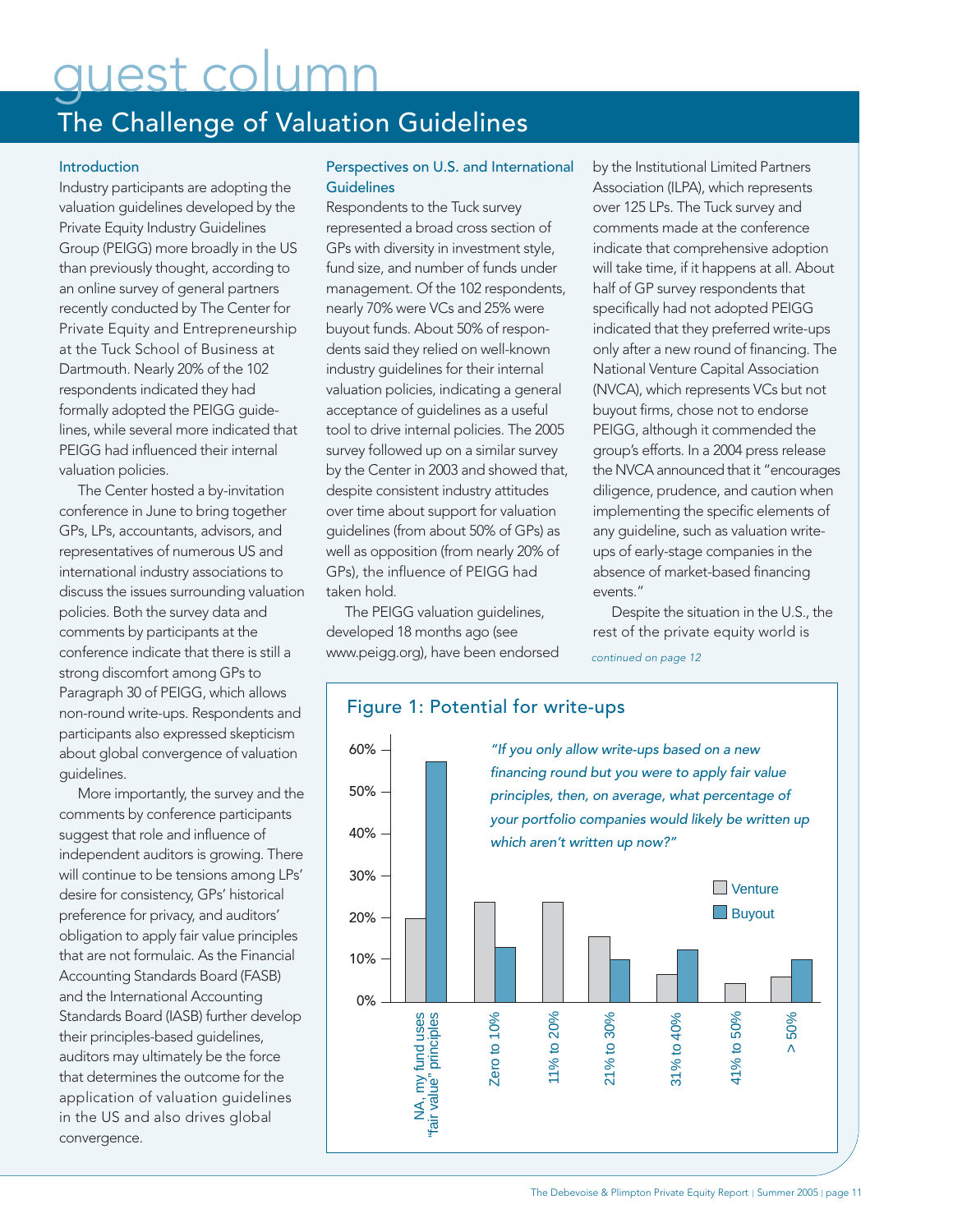# guest column

## The Challenge of Valuation Guidelines

### Introduction

Industry participants are adopting the valuation guidelines developed by the Private Equity Industry Guidelines Group (PEIGG) more broadly in the US than previously thought, according to an online survey of general partners recently conducted by The Center for Private Equity and Entrepreneurship at the Tuck School of Business at Dartmouth. Nearly 20% of the 102 respondents indicated they had formally adopted the PEIGG guidelines, while several more indicated that PEIGG had influenced their internal valuation policies.

The Center hosted a by-invitation conference in June to bring together GPs, LPs, accountants, advisors, and representatives of numerous US and international industry associations to discuss the issues surrounding valuation policies. Both the survey data and comments by participants at the conference indicate that there is still a strong discomfort among GPs to Paragraph 30 of PEIGG, which allows non-round write-ups. Respondents and participants also expressed skepticism about global convergence of valuation guidelines.

More importantly, the survey and the comments by conference participants suggest that role and influence of independent auditors is growing. There will continue to be tensions among LPs' desire for consistency, GPs' historical preference for privacy, and auditors' obligation to apply fair value principles that are not formulaic. As the Financial Accounting Standards Board (FASB) and the International Accounting Standards Board (IASB) further develop their principles-based guidelines, auditors may ultimately be the force that determines the outcome for the application of valuation guidelines in the US and also drives global convergence.

### Perspectives on U.S. and International Guidelines

Respondents to the Tuck survey represented a broad cross section of GPs with diversity in investment style, fund size, and number of funds under management. Of the 102 respondents, nearly 70% were VCs and 25% were buyout funds. About 50% of respondents said they relied on well-known industry guidelines for their internal valuation policies, indicating a general acceptance of guidelines as a useful tool to drive internal policies. The 2005 survey followed up on a similar survey by the Center in 2003 and showed that, despite consistent industry attitudes over time about support for valuation guidelines (from about 50% of GPs) as well as opposition (from nearly 20% of GPs), the influence of PEIGG had taken hold.

The PEIGG valuation guidelines, developed 18 months ago (see www.peigg.org), have been endorsed by the Institutional Limited Partners Association (ILPA), which represents over 125 LPs. The Tuck survey and comments made at the conference indicate that comprehensive adoption will take time, if it happens at all. About half of GP survey respondents that specifically had not adopted PEIGG indicated that they preferred write-ups only after a new round of financing. The National Venture Capital Association (NVCA), which represents VCs but not buyout firms, chose not to endorse PEIGG, although it commended the group's efforts. In a 2004 press release the NVCA announced that it "encourages diligence, prudence, and caution when implementing the specific elements of any guideline, such as valuation write-ups of early-stage companies in the absence of market-based financing events."

Despite the situation in the U.S., the rest of the private equity world is

*continued on page 12*

### Figure 1: Potential for write-ups

*"If you only allow write-ups based on a new financing round but you were to apply fair value principles, then, on average, what percentage of your portfolio companies would likely be written up which aren't written up now?"*

| | Venture | Buyout |
|---|---|---|
| NA, my fund uses "fair value" principles | ~20% | ~57% |
| Zero to 10% | ~24% | ~13% |
| 11% to 20% | ~24% | |
| 21% to 30% | ~15% | ~10% |
| 31% to 40% | ~6% | ~12% |
| 41% to 50% | ~4% | |
| > 50% | ~6% | ~10% |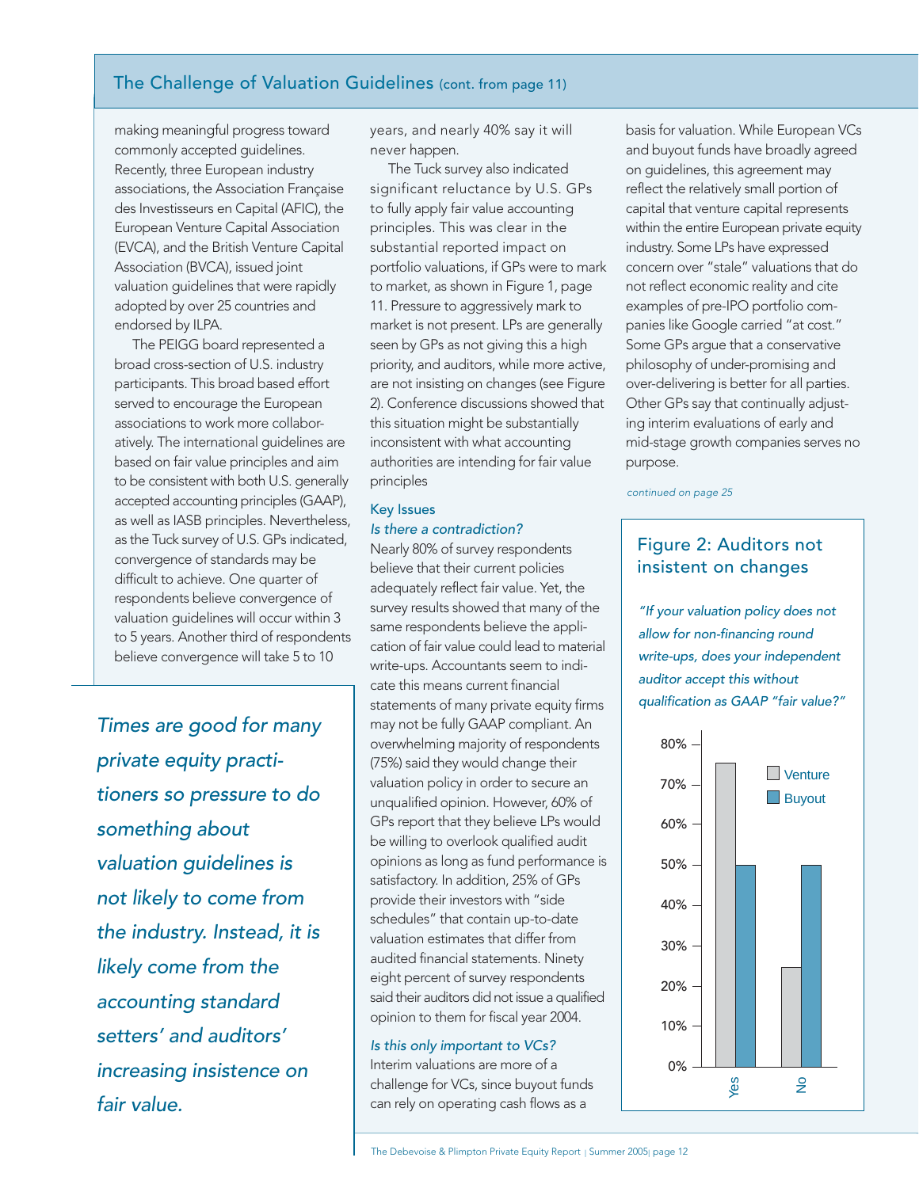## The Challenge of Valuation Guidelines (cont. from page 11)

making meaningful progress toward commonly accepted guidelines. Recently, three European industry associations, the Association Française des Investisseurs en Capital (AFIC), the European Venture Capital Association (EVCA), and the British Venture Capital Association (BVCA), issued joint valuation guidelines that were rapidly adopted by over 25 countries and endorsed by ILPA.

The PEIGG board represented a broad cross-section of U.S. industry participants. This broad based effort served to encourage the European associations to work more collaboratively. The international guidelines are based on fair value principles and aim to be consistent with both U.S. generally accepted accounting principles (GAAP), as well as IASB principles. Nevertheless, as the Tuck survey of U.S. GPs indicated, convergence of standards may be difficult to achieve. One quarter of respondents believe convergence of valuation guidelines will occur within 3 to 5 years. Another third of respondents believe convergence will take 5 to 10 years, and nearly 40% say it will never happen.

The Tuck survey also indicated significant reluctance by U.S. GPs to fully apply fair value accounting principles. This was clear in the substantial reported impact on portfolio valuations, if GPs were to mark to market, as shown in Figure 1, page 11. Pressure to aggressively mark to market is not present. LPs are generally seen by GPs as not giving this a high priority, and auditors, while more active, are not insisting on changes (see Figure 2). Conference discussions showed that this situation might be substantially inconsistent with what accounting authorities are intending for fair value principles

*Times are good for many private equity practitioners so pressure to do something about valuation guidelines is not likely to come from the industry. Instead, it is likely come from the accounting standard setters' and auditors' increasing insistence on fair value.*

### Key Issues

*Is there a contradiction?*

Nearly 80% of survey respondents believe that their current policies adequately reflect fair value. Yet, the survey results showed that many of the same respondents believe the application of fair value could lead to material write-ups. Accountants seem to indicate this means current financial statements of many private equity firms may not be fully GAAP compliant. An overwhelming majority of respondents (75%) said they would change their valuation policy in order to secure an unqualified opinion. However, 60% of GPs report that they believe LPs would be willing to overlook qualified audit opinions as long as fund performance is satisfactory. In addition, 25% of GPs provide their investors with "side schedules" that contain up-to-date valuation estimates that differ from audited financial statements. Ninety eight percent of survey respondents said their auditors did not issue a qualified opinion to them for fiscal year 2004.

*Is this only important to VCs?*

Interim valuations are more of a challenge for VCs, since buyout funds can rely on operating cash flows as a basis for valuation. While European VCs and buyout funds have broadly agreed on guidelines, this agreement may reflect the relatively small portion of capital that venture capital represents within the entire European private equity industry. Some LPs have expressed concern over "stale" valuations that do not reflect economic reality and cite examples of pre-IPO portfolio companies like Google carried "at cost." Some GPs argue that a conservative philosophy of under-promising and over-delivering is better for all parties. Other GPs say that continually adjusting interim evaluations of early and mid-stage growth companies serves no purpose.

*continued on page 25*

### Figure 2: Auditors not insistent on changes

*"If your valuation policy does not allow for non-financing round write-ups, does your independent auditor accept this without qualification as GAAP "fair value?"*

| | Venture | Buyout |
|---|---|---|
| Yes | 75% | 50% |
| No | 25% | 50% |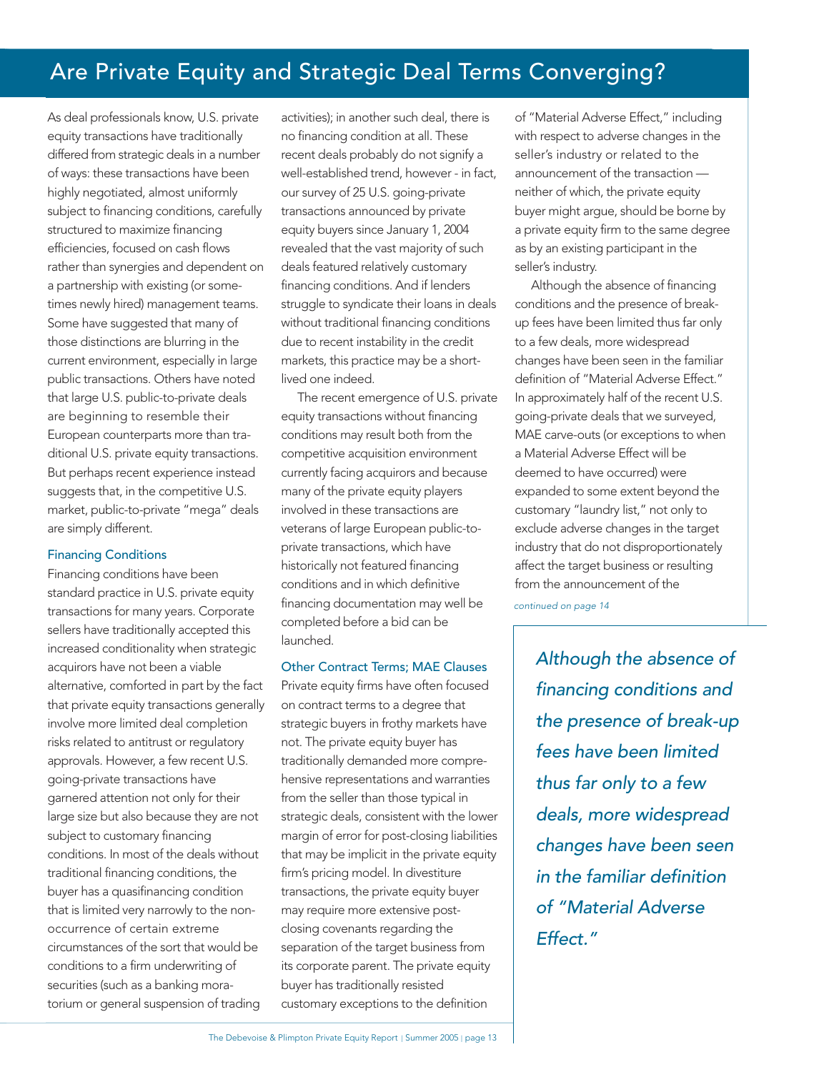# Are Private Equity and Strategic Deal Terms Converging?

As deal professionals know, U.S. private equity transactions have traditionally differed from strategic deals in a number of ways: these transactions have been highly negotiated, almost uniformly subject to financing conditions, carefully structured to maximize financing efficiencies, focused on cash flows rather than synergies and dependent on a partnership with existing (or sometimes newly hired) management teams. Some have suggested that many of those distinctions are blurring in the current environment, especially in large public transactions. Others have noted that large U.S. public-to-private deals are beginning to resemble their European counterparts more than traditional U.S. private equity transactions. But perhaps recent experience instead suggests that, in the competitive U.S. market, public-to-private "mega" deals are simply different.

### Financing Conditions

Financing conditions have been standard practice in U.S. private equity transactions for many years. Corporate sellers have traditionally accepted this increased conditionality when strategic acquirors have not been a viable alternative, comforted in part by the fact that private equity transactions generally involve more limited deal completion risks related to antitrust or regulatory approvals. However, a few recent U.S. going-private transactions have garnered attention not only for their large size but also because they are not subject to customary financing conditions. In most of the deals without traditional financing conditions, the buyer has a quasifinancing condition that is limited very narrowly to the non-occurrence of certain extreme circumstances of the sort that would be conditions to a firm underwriting of securities (such as a banking moratorium or general suspension of trading activities); in another such deal, there is no financing condition at all. These recent deals probably do not signify a well-established trend, however - in fact, our survey of 25 U.S. going-private transactions announced by private equity buyers since January 1, 2004 revealed that the vast majority of such deals featured relatively customary financing conditions. And if lenders struggle to syndicate their loans in deals without traditional financing conditions due to recent instability in the credit markets, this practice may be a short-lived one indeed.

The recent emergence of U.S. private equity transactions without financing conditions may result both from the competitive acquisition environment currently facing acquirors and because many of the private equity players involved in these transactions are veterans of large European public-to-private transactions, which have historically not featured financing conditions and in which definitive financing documentation may well be completed before a bid can be launched.

### Other Contract Terms; MAE Clauses

Private equity firms have often focused on contract terms to a degree that strategic buyers in frothy markets have not. The private equity buyer has traditionally demanded more comprehensive representations and warranties from the seller than those typical in strategic deals, consistent with the lower margin of error for post-closing liabilities that may be implicit in the private equity firm's pricing model. In divestiture transactions, the private equity buyer may require more extensive post-closing covenants regarding the separation of the target business from its corporate parent. The private equity buyer has traditionally resisted customary exceptions to the definition of "Material Adverse Effect," including with respect to adverse changes in the seller's industry or related to the announcement of the transaction — neither of which, the private equity buyer might argue, should be borne by a private equity firm to the same degree as by an existing participant in the seller's industry.

Although the absence of financing conditions and the presence of break-up fees have been limited thus far only to a few deals, more widespread changes have been seen in the familiar definition of "Material Adverse Effect." In approximately half of the recent U.S. going-private deals that we surveyed, MAE carve-outs (or exceptions to when a Material Adverse Effect will be deemed to have occurred) were expanded to some extent beyond the customary "laundry list," not only to exclude adverse changes in the target industry that do not disproportionately affect the target business or resulting from the announcement of the

*continued on page 14*

> *Although the absence of financing conditions and the presence of break-up fees have been limited thus far only to a few deals, more widespread changes have been seen in the familiar definition of "Material Adverse Effect."*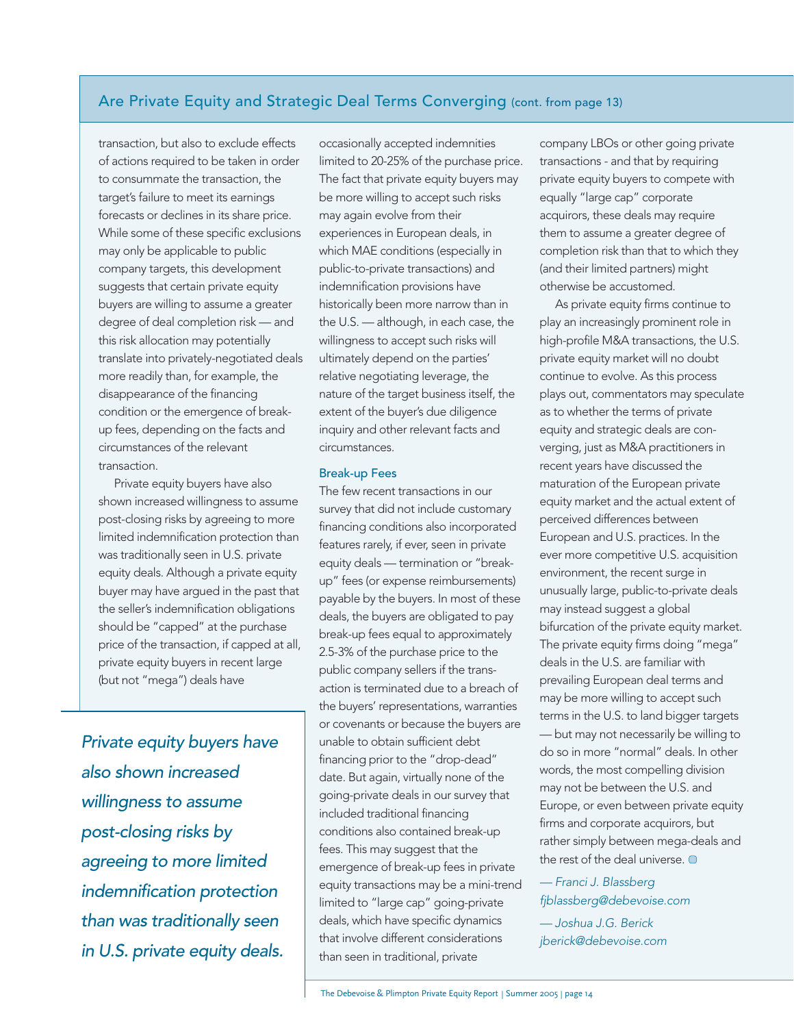## Are Private Equity and Strategic Deal Terms Converging (cont. from page 13)

transaction, but also to exclude effects of actions required to be taken in order to consummate the transaction, the target's failure to meet its earnings forecasts or declines in its share price. While some of these specific exclusions may only be applicable to public company targets, this development suggests that certain private equity buyers are willing to assume a greater degree of deal completion risk — and this risk allocation may potentially translate into privately-negotiated deals more readily than, for example, the disappearance of the financing condition or the emergence of break-up fees, depending on the facts and circumstances of the relevant transaction.

Private equity buyers have also shown increased willingness to assume post-closing risks by agreeing to more limited indemnification protection than was traditionally seen in U.S. private equity deals. Although a private equity buyer may have argued in the past that the seller's indemnification obligations should be "capped" at the purchase price of the transaction, if capped at all, private equity buyers in recent large (but not "mega") deals have occasionally accepted indemnities limited to 20-25% of the purchase price. The fact that private equity buyers may be more willing to accept such risks may again evolve from their experiences in European deals, in which MAE conditions (especially in public-to-private transactions) and indemnification provisions have historically been more narrow than in the U.S. — although, in each case, the willingness to accept such risks will ultimately depend on the parties' relative negotiating leverage, the nature of the target business itself, the extent of the buyer's due diligence inquiry and other relevant facts and circumstances.

*Private equity buyers have also shown increased willingness to assume post-closing risks by agreeing to more limited indemnification protection than was traditionally seen in U.S. private equity deals.*

### Break-up Fees

The few recent transactions in our survey that did not include customary financing conditions also incorporated features rarely, if ever, seen in private equity deals — termination or "break-up" fees (or expense reimbursements) payable by the buyers. In most of these deals, the buyers are obligated to pay break-up fees equal to approximately 2.5-3% of the purchase price to the public company sellers if the transaction is terminated due to a breach of the buyers' representations, warranties or covenants or because the buyers are unable to obtain sufficient debt financing prior to the "drop-dead" date. But again, virtually none of the going-private deals in our survey that included traditional financing conditions also contained break-up fees. This may suggest that the emergence of break-up fees in private equity transactions may be a mini-trend limited to "large cap" going-private deals, which have specific dynamics that involve different considerations than seen in traditional, private company LBOs or other going private transactions - and that by requiring private equity buyers to compete with equally "large cap" corporate acquirors, these deals may require them to assume a greater degree of completion risk than that to which they (and their limited partners) might otherwise be accustomed.

As private equity firms continue to play an increasingly prominent role in high-profile M&A transactions, the U.S. private equity market will no doubt continue to evolve. As this process plays out, commentators may speculate as to whether the terms of private equity and strategic deals are converging, just as M&A practitioners in recent years have discussed the maturation of the European private equity market and the actual extent of perceived differences between European and U.S. practices. In the ever more competitive U.S. acquisition environment, the recent surge in unusually large, public-to-private deals may instead suggest a global bifurcation of the private equity market. The private equity firms doing "mega" deals in the U.S. are familiar with prevailing European deal terms and may be more willing to accept such terms in the U.S. to land bigger targets — but may not necessarily be willing to do so in more "normal" deals. In other words, the most compelling division may not be between the U.S. and Europe, or even between private equity firms and corporate acquirors, but rather simply between mega-deals and the rest of the deal universe.

*— Franci J. Blassberg*
*fjblassberg@debevoise.com*

*— Joshua J.G. Berick*
*jberick@debevoise.com*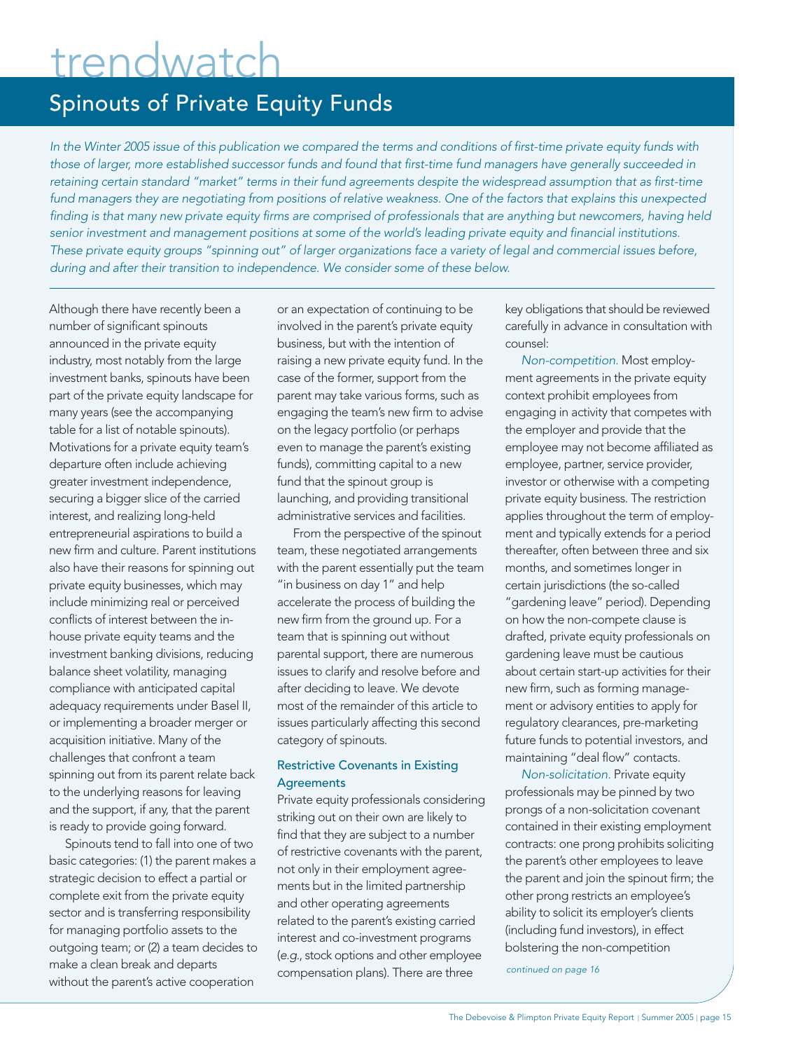# trendwatch

## Spinouts of Private Equity Funds

*In the Winter 2005 issue of this publication we compared the terms and conditions of first-time private equity funds with those of larger, more established successor funds and found that first-time fund managers have generally succeeded in retaining certain standard "market" terms in their fund agreements despite the widespread assumption that as first-time fund managers they are negotiating from positions of relative weakness. One of the factors that explains this unexpected finding is that many new private equity firms are comprised of professionals that are anything but newcomers, having held senior investment and management positions at some of the world's leading private equity and financial institutions. These private equity groups "spinning out" of larger organizations face a variety of legal and commercial issues before, during and after their transition to independence. We consider some of these below.*

Although there have recently been a number of significant spinouts announced in the private equity industry, most notably from the large investment banks, spinouts have been part of the private equity landscape for many years (see the accompanying table for a list of notable spinouts). Motivations for a private equity team's departure often include achieving greater investment independence, securing a bigger slice of the carried interest, and realizing long-held entrepreneurial aspirations to build a new firm and culture. Parent institutions also have their reasons for spinning out private equity businesses, which may include minimizing real or perceived conflicts of interest between the in-house private equity teams and the investment banking divisions, reducing balance sheet volatility, managing compliance with anticipated capital adequacy requirements under Basel II, or implementing a broader merger or acquisition initiative. Many of the challenges that confront a team spinning out from its parent relate back to the underlying reasons for leaving and the support, if any, that the parent is ready to provide going forward.

Spinouts tend to fall into one of two basic categories: (1) the parent makes a strategic decision to effect a partial or complete exit from the private equity sector and is transferring responsibility for managing portfolio assets to the outgoing team; or (2) a team decides to make a clean break and departs without the parent's active cooperation or an expectation of continuing to be involved in the parent's private equity business, but with the intention of raising a new private equity fund. In the case of the former, support from the parent may take various forms, such as engaging the team's new firm to advise on the legacy portfolio (or perhaps even to manage the parent's existing funds), committing capital to a new fund that the spinout group is launching, and providing transitional administrative services and facilities.

From the perspective of the spinout team, these negotiated arrangements with the parent essentially put the team "in business on day 1" and help accelerate the process of building the new firm from the ground up. For a team that is spinning out without parental support, there are numerous issues to clarify and resolve before and after deciding to leave. We devote most of the remainder of this article to issues particularly affecting this second category of spinouts.

### Restrictive Covenants in Existing Agreements

Private equity professionals considering striking out on their own are likely to find that they are subject to a number of restrictive covenants with the parent, not only in their employment agreements but in the limited partnership and other operating agreements related to the parent's existing carried interest and co-investment programs (*e.g.*, stock options and other employee compensation plans). There are three key obligations that should be reviewed carefully in advance in consultation with counsel:

*Non-competition.* Most employment agreements in the private equity context prohibit employees from engaging in activity that competes with the employer and provide that the employee may not become affiliated as employee, partner, service provider, investor or otherwise with a competing private equity business. The restriction applies throughout the term of employment and typically extends for a period thereafter, often between three and six months, and sometimes longer in certain jurisdictions (the so-called "gardening leave" period). Depending on how the non-compete clause is drafted, private equity professionals on gardening leave must be cautious about certain start-up activities for their new firm, such as forming management or advisory entities to apply for regulatory clearances, pre-marketing future funds to potential investors, and maintaining "deal flow" contacts.

*Non-solicitation.* Private equity professionals may be pinned by two prongs of a non-solicitation covenant contained in their existing employment contracts: one prong prohibits soliciting the parent's other employees to leave the parent and join the spinout firm; the other prong restricts an employee's ability to solicit its employer's clients (including fund investors), in effect bolstering the non-competition

*continued on page 16*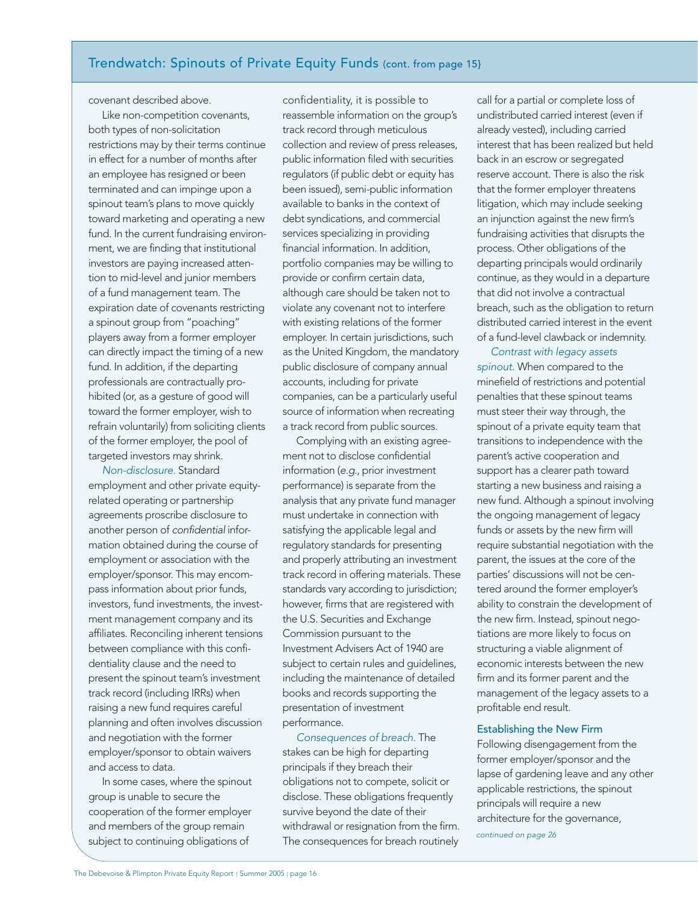covenant described above.

Like non-competition covenants, both types of non-solicitation restrictions may by their terms continue in effect for a number of months after an employee has resigned or been terminated and can impinge upon a spinout team's plans to move quickly toward marketing and operating a new fund. In the current fundraising environment, we are finding that institutional investors are paying increased attention to mid-level and junior members of a fund management team. The expiration date of covenants restricting a spinout group from "poaching" players away from a former employer can directly impact the timing of a new fund. In addition, if the departing professionals are contractually prohibited (or, as a gesture of good will toward the former employer, wish to refrain voluntarily) from soliciting clients of the former employer, the pool of targeted investors may shrink.

*Non-disclosure.* Standard employment and other private equity-related operating or partnership agreements proscribe disclosure to another person of *confidential* information obtained during the course of employment or association with the employer/sponsor. This may encompass information about prior funds, investors, fund investments, the investment management company and its affiliates. Reconciling inherent tensions between compliance with this confidentiality clause and the need to present the spinout team's investment track record (including IRRs) when raising a new fund requires careful planning and often involves discussion and negotiation with the former employer/sponsor to obtain waivers and access to data.

In some cases, where the spinout group is unable to secure the cooperation of the former employer and members of the group remain subject to continuing obligations of confidentiality, it is possible to reassemble information on the group's track record through meticulous collection and review of press releases, public information filed with securities regulators (if public debt or equity has been issued), semi-public information available to banks in the context of debt syndications, and commercial services specializing in providing financial information. In addition, portfolio companies may be willing to provide or confirm certain data, although care should be taken not to violate any covenant not to interfere with existing relations of the former employer. In certain jurisdictions, such as the United Kingdom, the mandatory public disclosure of company annual accounts, including for private companies, can be a particularly useful source of information when recreating a track record from public sources.

Complying with an existing agreement not to disclose confidential information (*e.g.*, prior investment performance) is separate from the analysis that any private fund manager must undertake in connection with satisfying the applicable legal and regulatory standards for presenting and properly attributing an investment track record in offering materials. These standards vary according to jurisdiction; however, firms that are registered with the U.S. Securities and Exchange Commission pursuant to the Investment Advisers Act of 1940 are subject to certain rules and guidelines, including the maintenance of detailed books and records supporting the presentation of investment performance.

*Consequences of breach.* The stakes can be high for departing principals if they breach their obligations not to compete, solicit or disclose. These obligations frequently survive beyond the date of their withdrawal or resignation from the firm. The consequences for breach routinely call for a partial or complete loss of undistributed carried interest (even if already vested), including carried interest that has been realized but held back in an escrow or segregated reserve account. There is also the risk that the former employer threatens litigation, which may include seeking an injunction against the new firm's fundraising activities that disrupts the process. Other obligations of the departing principals would ordinarily continue, as they would in a departure that did not involve a contractual breach, such as the obligation to return distributed carried interest in the event of a fund-level clawback or indemnity.

*Contrast with legacy assets spinout.* When compared to the minefield of restrictions and potential penalties that these spinout teams must steer their way through, the spinout of a private equity team that transitions to independence with the parent's active cooperation and support has a clearer path toward starting a new business and raising a new fund. Although a spinout involving the ongoing management of legacy funds or assets by the new firm will require substantial negotiation with the parent, the issues at the core of the parties' discussions will not be centered around the former employer's ability to constrain the development of the new firm. Instead, spinout negotiations are more likely to focus on structuring a viable alignment of economic interests between the new firm and its former parent and the management of the legacy assets to a profitable end result.

### Establishing the New Firm

Following disengagement from the former employer/sponsor and the lapse of gardening leave and any other applicable restrictions, the spinout principals will require a new architecture for the governance,

*continued on page 26*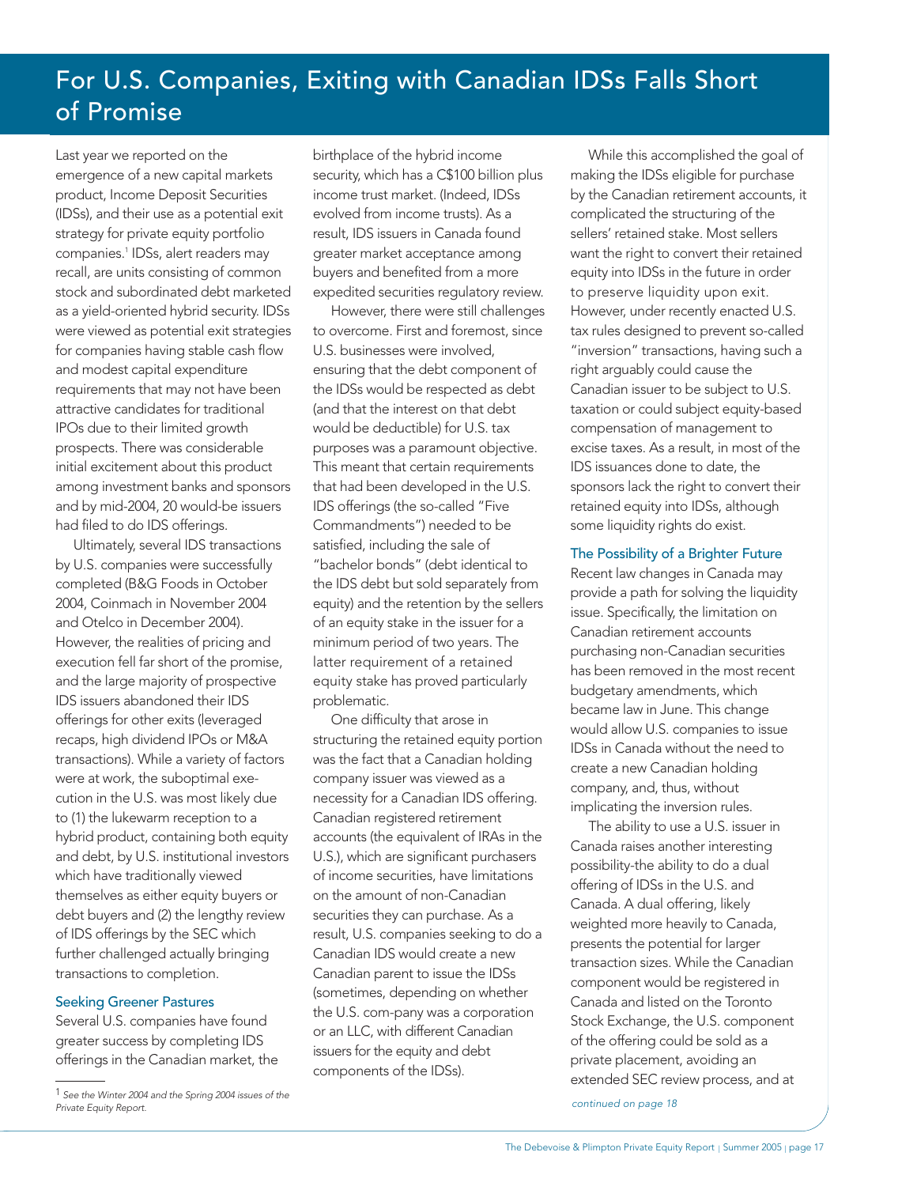# For U.S. Companies, Exiting with Canadian IDSs Falls Short of Promise

Last year we reported on the emergence of a new capital markets product, Income Deposit Securities (IDSs), and their use as a potential exit strategy for private equity portfolio companies.[1] IDSs, alert readers may recall, are units consisting of common stock and subordinated debt marketed as a yield-oriented hybrid security. IDSs were viewed as potential exit strategies for companies having stable cash flow and modest capital expenditure requirements that may not have been attractive candidates for traditional IPOs due to their limited growth prospects. There was considerable initial excitement about this product among investment banks and sponsors and by mid-2004, 20 would-be issuers had filed to do IDS offerings.

Ultimately, several IDS transactions by U.S. companies were successfully completed (B&G Foods in October 2004, Coinmach in November 2004 and Otelco in December 2004). However, the realities of pricing and execution fell far short of the promise, and the large majority of prospective IDS issuers abandoned their IDS offerings for other exits (leveraged recaps, high dividend IPOs or M&A transactions). While a variety of factors were at work, the suboptimal execution in the U.S. was most likely due to (1) the lukewarm reception to a hybrid product, containing both equity and debt, by U.S. institutional investors which have traditionally viewed themselves as either equity buyers or debt buyers and (2) the lengthy review of IDS offerings by the SEC which further challenged actually bringing transactions to completion.

### Seeking Greener Pastures

Several U.S. companies have found greater success by completing IDS offerings in the Canadian market, the birthplace of the hybrid income security, which has a C$100 billion plus income trust market. (Indeed, IDSs evolved from income trusts). As a result, IDS issuers in Canada found greater market acceptance among buyers and benefited from a more expedited securities regulatory review.

However, there were still challenges to overcome. First and foremost, since U.S. businesses were involved, ensuring that the debt component of the IDSs would be respected as debt (and that the interest on that debt would be deductible) for U.S. tax purposes was a paramount objective. This meant that certain requirements that had been developed in the U.S. IDS offerings (the so-called "Five Commandments") needed to be satisfied, including the sale of "bachelor bonds" (debt identical to the IDS debt but sold separately from equity) and the retention by the sellers of an equity stake in the issuer for a minimum period of two years. The latter requirement of a retained equity stake has proved particularly problematic.

One difficulty that arose in structuring the retained equity portion was the fact that a Canadian holding company issuer was viewed as a necessity for a Canadian IDS offering. Canadian registered retirement accounts (the equivalent of IRAs in the U.S.), which are significant purchasers of income securities, have limitations on the amount of non-Canadian securities they can purchase. As a result, U.S. companies seeking to do a Canadian IDS would create a new Canadian parent to issue the IDSs (sometimes, depending on whether the U.S. com-pany was a corporation or an LLC, with different Canadian issuers for the equity and debt components of the IDSs).

While this accomplished the goal of making the IDSs eligible for purchase by the Canadian retirement accounts, it complicated the structuring of the sellers' retained stake. Most sellers want the right to convert their retained equity into IDSs in the future in order to preserve liquidity upon exit. However, under recently enacted U.S. tax rules designed to prevent so-called "inversion" transactions, having such a right arguably could cause the Canadian issuer to be subject to U.S. taxation or could subject equity-based compensation of management to excise taxes. As a result, in most of the IDS issuances done to date, the sponsors lack the right to convert their retained equity into IDSs, although some liquidity rights do exist.

### The Possibility of a Brighter Future

Recent law changes in Canada may provide a path for solving the liquidity issue. Specifically, the limitation on Canadian retirement accounts purchasing non-Canadian securities has been removed in the most recent budgetary amendments, which became law in June. This change would allow U.S. companies to issue IDSs in Canada without the need to create a new Canadian holding company, and, thus, without implicating the inversion rules.

The ability to use a U.S. issuer in Canada raises another interesting possibility-the ability to do a dual offering of IDSs in the U.S. and Canada. A dual offering, likely weighted more heavily to Canada, presents the potential for larger transaction sizes. While the Canadian component would be registered in Canada and listed on the Toronto Stock Exchange, the U.S. component of the offering could be sold as a private placement, avoiding an extended SEC review process, and at

*continued on page 18*

---

[1] *See the Winter 2004 and the Spring 2004 issues of the Private Equity Report.*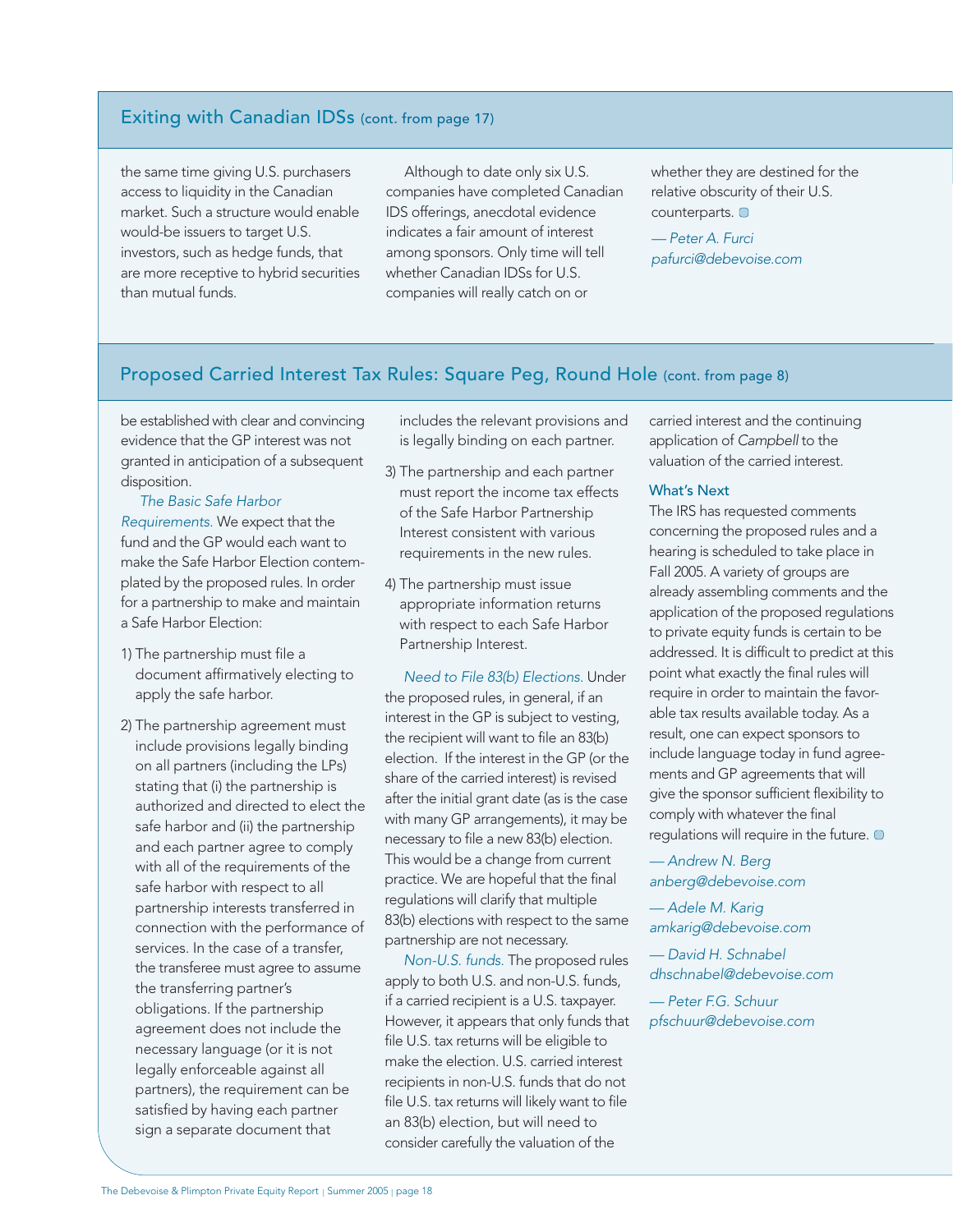## Exiting with Canadian IDSs (cont. from page 17)

the same time giving U.S. purchasers access to liquidity in the Canadian market. Such a structure would enable would-be issuers to target U.S. investors, such as hedge funds, that are more receptive to hybrid securities than mutual funds.

Although to date only six U.S. companies have completed Canadian IDS offerings, anecdotal evidence indicates a fair amount of interest among sponsors. Only time will tell whether Canadian IDSs for U.S. companies will really catch on or whether they are destined for the relative obscurity of their U.S. counterparts.

*— Peter A. Furci*
*pafurci@debevoise.com*

## Proposed Carried Interest Tax Rules: Square Peg, Round Hole (cont. from page 8)

be established with clear and convincing evidence that the GP interest was not granted in anticipation of a subsequent disposition.

*The Basic Safe Harbor Requirements.* We expect that the fund and the GP would each want to make the Safe Harbor Election contemplated by the proposed rules. In order for a partnership to make and maintain a Safe Harbor Election:

1) The partnership must file a document affirmatively electing to apply the safe harbor.

2) The partnership agreement must include provisions legally binding on all partners (including the LPs) stating that (i) the partnership is authorized and directed to elect the safe harbor and (ii) the partnership and each partner agree to comply with all of the requirements of the safe harbor with respect to all partnership interests transferred in connection with the performance of services. In the case of a transfer, the transferee must agree to assume the transferring partner's obligations. If the partnership agreement does not include the necessary language (or it is not legally enforceable against all partners), the requirement can be satisfied by having each partner sign a separate document that includes the relevant provisions and is legally binding on each partner.

3) The partnership and each partner must report the income tax effects of the Safe Harbor Partnership Interest consistent with various requirements in the new rules.

4) The partnership must issue appropriate information returns with respect to each Safe Harbor Partnership Interest.

*Need to File 83(b) Elections.* Under the proposed rules, in general, if an interest in the GP is subject to vesting, the recipient will want to file an 83(b) election. If the interest in the GP (or the share of the carried interest) is revised after the initial grant date (as is the case with many GP arrangements), it may be necessary to file a new 83(b) election. This would be a change from current practice. We are hopeful that the final regulations will clarify that multiple 83(b) elections with respect to the same partnership are not necessary.

*Non-U.S. funds.* The proposed rules apply to both U.S. and non-U.S. funds, if a carried recipient is a U.S. taxpayer. However, it appears that only funds that file U.S. tax returns will be eligible to make the election. U.S. carried interest recipients in non-U.S. funds that do not file U.S. tax returns will likely want to file an 83(b) election, but will need to consider carefully the valuation of the carried interest and the continuing application of *Campbell* to the valuation of the carried interest.

### What's Next

The IRS has requested comments concerning the proposed rules and a hearing is scheduled to take place in Fall 2005. A variety of groups are already assembling comments and the application of the proposed regulations to private equity funds is certain to be addressed. It is difficult to predict at this point what exactly the final rules will require in order to maintain the favorable tax results available today. As a result, one can expect sponsors to include language today in fund agreements and GP agreements that will give the sponsor sufficient flexibility to comply with whatever the final regulations will require in the future.

*— Andrew N. Berg*
*anberg@debevoise.com*

*— Adele M. Karig*
*amkarig@debevoise.com*

*— David H. Schnabel*
*dhschnabel@debevoise.com*

*— Peter F.G. Schuur*
*pfschuur@debevoise.com*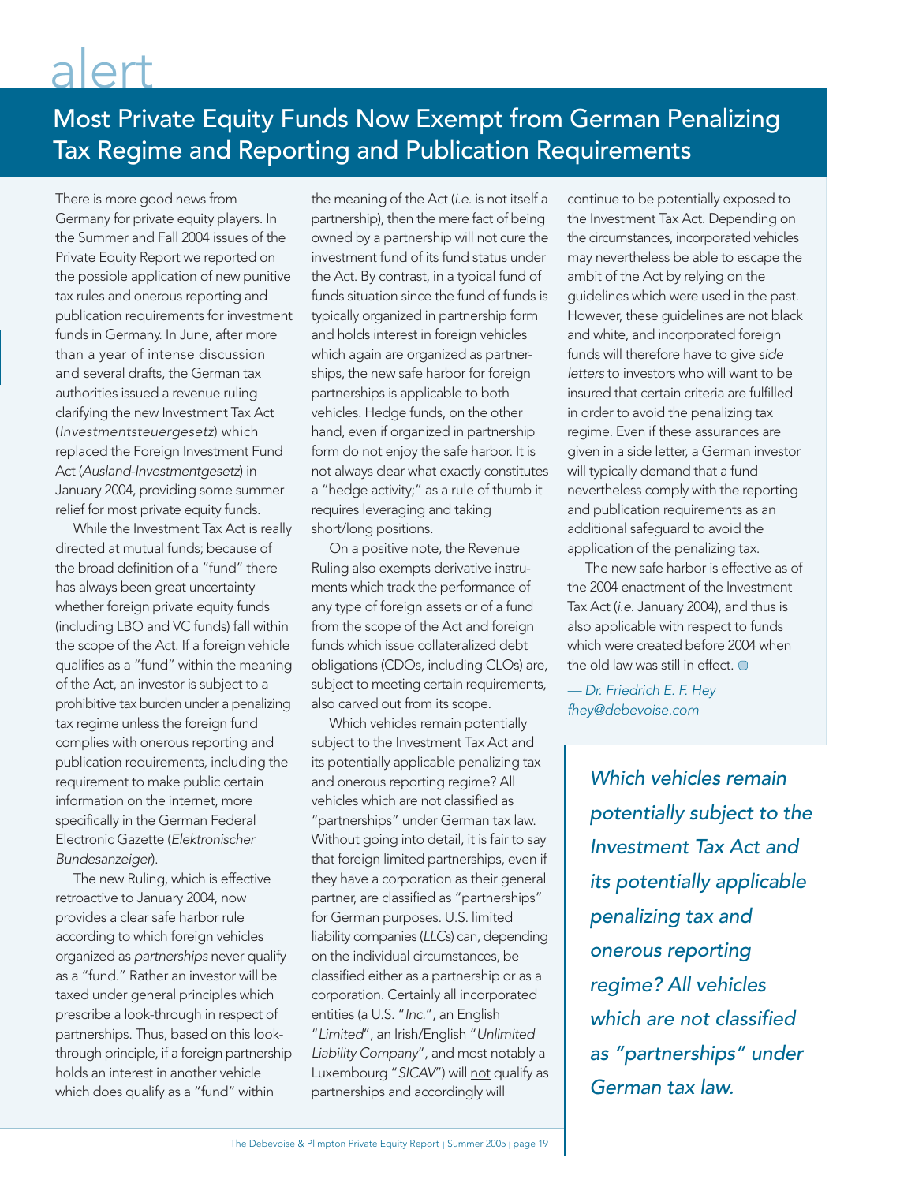# alert

## Most Private Equity Funds Now Exempt from German Penalizing Tax Regime and Reporting and Publication Requirements

There is more good news from Germany for private equity players. In the Summer and Fall 2004 issues of the Private Equity Report we reported on the possible application of new punitive tax rules and onerous reporting and publication requirements for investment funds in Germany. In June, after more than a year of intense discussion and several drafts, the German tax authorities issued a revenue ruling clarifying the new Investment Tax Act (*Investmentsteuergesetz*) which replaced the Foreign Investment Fund Act (*Ausland-Investmentgesetz*) in January 2004, providing some summer relief for most private equity funds.

While the Investment Tax Act is really directed at mutual funds; because of the broad definition of a "fund" there has always been great uncertainty whether foreign private equity funds (including LBO and VC funds) fall within the scope of the Act. If a foreign vehicle qualifies as a "fund" within the meaning of the Act, an investor is subject to a prohibitive tax burden under a penalizing tax regime unless the foreign fund complies with onerous reporting and publication requirements, including the requirement to make public certain information on the internet, more specifically in the German Federal Electronic Gazette (*Elektronischer Bundesanzeiger*).

The new Ruling, which is effective retroactive to January 2004, now provides a clear safe harbor rule according to which foreign vehicles organized as *partnerships* never qualify as a "fund." Rather an investor will be taxed under general principles which prescribe a look-through in respect of partnerships. Thus, based on this look-through principle, if a foreign partnership holds an interest in another vehicle which does qualify as a "fund" within the meaning of the Act (*i.e.* is not itself a partnership), then the mere fact of being owned by a partnership will not cure the investment fund of its fund status under the Act. By contrast, in a typical fund of funds situation since the fund of funds is typically organized in partnership form and holds interest in foreign vehicles which again are organized as partnerships, the new safe harbor for foreign partnerships is applicable to both vehicles. Hedge funds, on the other hand, even if organized in partnership form do not enjoy the safe harbor. It is not always clear what exactly constitutes a "hedge activity;" as a rule of thumb it requires leveraging and taking short/long positions.

On a positive note, the Revenue Ruling also exempts derivative instruments which track the performance of any type of foreign assets or of a fund from the scope of the Act and foreign funds which issue collateralized debt obligations (CDOs, including CLOs) are, subject to meeting certain requirements, also carved out from its scope.

Which vehicles remain potentially subject to the Investment Tax Act and its potentially applicable penalizing tax and onerous reporting regime? All vehicles which are not classified as "partnerships" under German tax law. Without going into detail, it is fair to say that foreign limited partnerships, even if they have a corporation as their general partner, are classified as "partnerships" for German purposes. U.S. limited liability companies (*LLCs*) can, depending on the individual circumstances, be classified either as a partnership or as a corporation. Certainly all incorporated entities (a U.S. "*Inc.*", an English "*Limited*", an Irish/English "*Unlimited Liability Company*", and most notably a Luxembourg "*SICAV*") will not qualify as partnerships and accordingly will continue to be potentially exposed to the Investment Tax Act. Depending on the circumstances, incorporated vehicles may nevertheless be able to escape the ambit of the Act by relying on the guidelines which were used in the past. However, these guidelines are not black and white, and incorporated foreign funds will therefore have to give *side letters* to investors who will want to be insured that certain criteria are fulfilled in order to avoid the penalizing tax regime. Even if these assurances are given in a side letter, a German investor will typically demand that a fund nevertheless comply with the reporting and publication requirements as an additional safeguard to avoid the application of the penalizing tax.

The new safe harbor is effective as of the 2004 enactment of the Investment Tax Act (*i.e.* January 2004), and thus is also applicable with respect to funds which were created before 2004 when the old law was still in effect.

*— Dr. Friedrich E. F. Hey*
*fhey@debevoise.com*

*Which vehicles remain potentially subject to the Investment Tax Act and its potentially applicable penalizing tax and onerous reporting regime? All vehicles which are not classified as "partnerships" under German tax law.*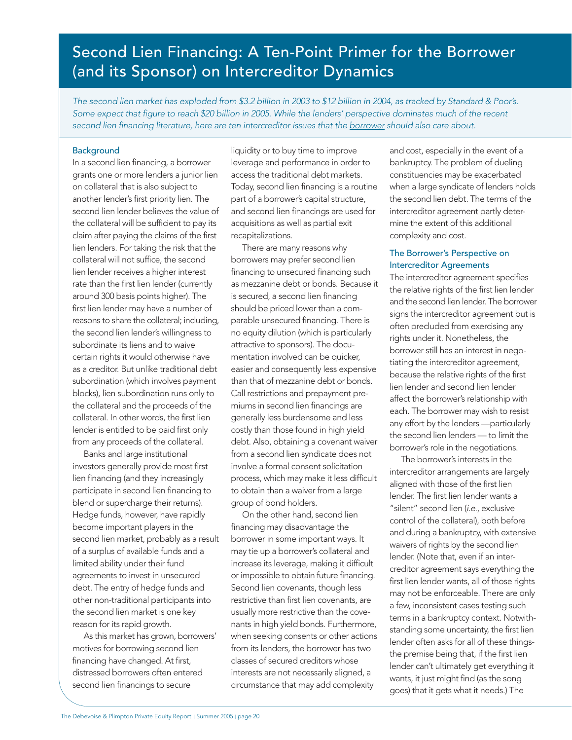# Second Lien Financing: A Ten-Point Primer for the Borrower (and its Sponsor) on Intercreditor Dynamics

*The second lien market has exploded from $3.2 billion in 2003 to $12 billion in 2004, as tracked by Standard & Poor's. Some expect that figure to reach $20 billion in 2005. While the lenders' perspective dominates much of the recent second lien financing literature, here are ten intercreditor issues that the borrower should also care about.*

### Background

In a second lien financing, a borrower grants one or more lenders a junior lien on collateral that is also subject to another lender's first priority lien. The second lien lender believes the value of the collateral will be sufficient to pay its claim after paying the claims of the first lien lenders. For taking the risk that the collateral will not suffice, the second lien lender receives a higher interest rate than the first lien lender (currently around 300 basis points higher). The first lien lender may have a number of reasons to share the collateral; including, the second lien lender's willingness to subordinate its liens and to waive certain rights it would otherwise have as a creditor. But unlike traditional debt subordination (which involves payment blocks), lien subordination runs only to the collateral and the proceeds of the collateral. In other words, the first lien lender is entitled to be paid first only from any proceeds of the collateral.

Banks and large institutional investors generally provide most first lien financing (and they increasingly participate in second lien financing to blend or supercharge their returns). Hedge funds, however, have rapidly become important players in the second lien market, probably as a result of a surplus of available funds and a limited ability under their fund agreements to invest in unsecured debt. The entry of hedge funds and other non-traditional participants into the second lien market is one key reason for its rapid growth.

As this market has grown, borrowers' motives for borrowing second lien financing have changed. At first, distressed borrowers often entered second lien financings to secure liquidity or to buy time to improve leverage and performance in order to access the traditional debt markets. Today, second lien financing is a routine part of a borrower's capital structure, and second lien financings are used for acquisitions as well as partial exit recapitalizations.

There are many reasons why borrowers may prefer second lien financing to unsecured financing such as mezzanine debt or bonds. Because it is secured, a second lien financing should be priced lower than a comparable unsecured financing. There is no equity dilution (which is particularly attractive to sponsors). The documentation involved can be quicker, easier and consequently less expensive than that of mezzanine debt or bonds. Call restrictions and prepayment premiums in second lien financings are generally less burdensome and less costly than those found in high yield debt. Also, obtaining a covenant waiver from a second lien syndicate does not involve a formal consent solicitation process, which may make it less difficult to obtain than a waiver from a large group of bond holders.

On the other hand, second lien financing may disadvantage the borrower in some important ways. It may tie up a borrower's collateral and increase its leverage, making it difficult or impossible to obtain future financing. Second lien covenants, though less restrictive than first lien covenants, are usually more restrictive than the covenants in high yield bonds. Furthermore, when seeking consents or other actions from its lenders, the borrower has two classes of secured creditors whose interests are not necessarily aligned, a circumstance that may add complexity and cost, especially in the event of a bankruptcy. The problem of dueling constituencies may be exacerbated when a large syndicate of lenders holds the second lien debt. The terms of the intercreditor agreement partly determine the extent of this additional complexity and cost.

### The Borrower's Perspective on Intercreditor Agreements

The intercreditor agreement specifies the relative rights of the first lien lender and the second lien lender. The borrower signs the intercreditor agreement but is often precluded from exercising any rights under it. Nonetheless, the borrower still has an interest in negotiating the intercreditor agreement, because the relative rights of the first lien lender and second lien lender affect the borrower's relationship with each. The borrower may wish to resist any effort by the lenders —particularly the second lien lenders — to limit the borrower's role in the negotiations.

The borrower's interests in the intercreditor arrangements are largely aligned with those of the first lien lender. The first lien lender wants a "silent" second lien (*i.e.*, exclusive control of the collateral), both before and during a bankruptcy, with extensive waivers of rights by the second lien lender. (Note that, even if an intercreditor agreement says everything the first lien lender wants, all of those rights may not be enforceable. There are only a few, inconsistent cases testing such terms in a bankruptcy context. Notwithstanding some uncertainty, the first lien lender often asks for all of these things-the premise being that, if the first lien lender can't ultimately get everything it wants, it just might find (as the song goes) that it gets what it needs.) The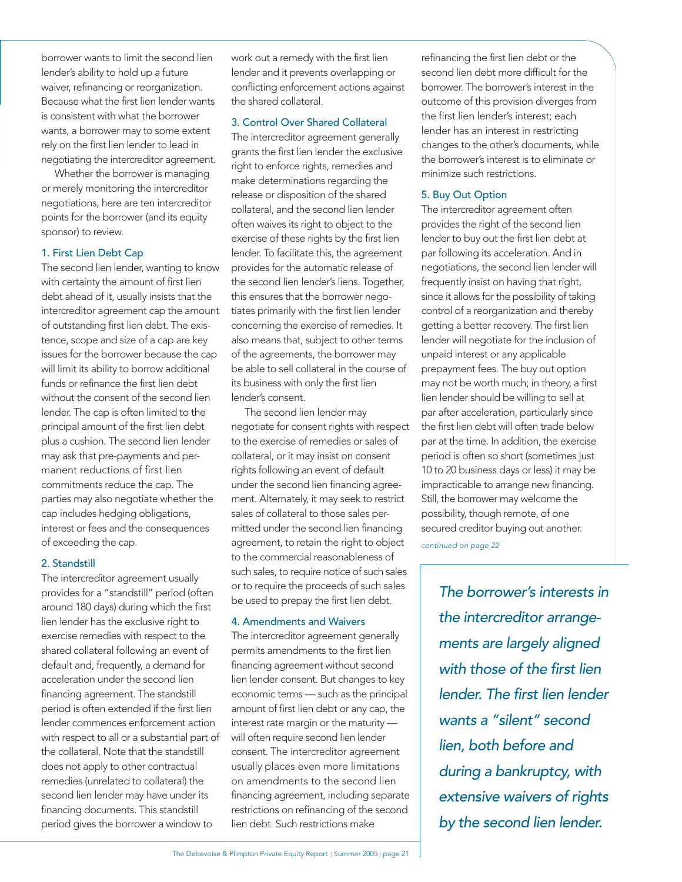borrower wants to limit the second lien lender's ability to hold up a future waiver, refinancing or reorganization. Because what the first lien lender wants is consistent with what the borrower wants, a borrower may to some extent rely on the first lien lender to lead in negotiating the intercreditor agreement.

Whether the borrower is managing or merely monitoring the intercreditor negotiations, here are ten intercreditor points for the borrower (and its equity sponsor) to review.

### 1. First Lien Debt Cap

The second lien lender, wanting to know with certainty the amount of first lien debt ahead of it, usually insists that the intercreditor agreement cap the amount of outstanding first lien debt. The existence, scope and size of a cap are key issues for the borrower because the cap will limit its ability to borrow additional funds or refinance the first lien debt without the consent of the second lien lender. The cap is often limited to the principal amount of the first lien debt plus a cushion. The second lien lender may ask that pre-payments and permanent reductions of first lien commitments reduce the cap. The parties may also negotiate whether the cap includes hedging obligations, interest or fees and the consequences of exceeding the cap.

### 2. Standstill

The intercreditor agreement usually provides for a "standstill" period (often around 180 days) during which the first lien lender has the exclusive right to exercise remedies with respect to the shared collateral following an event of default and, frequently, a demand for acceleration under the second lien financing agreement. The standstill period is often extended if the first lien lender commences enforcement action with respect to all or a substantial part of the collateral. Note that the standstill does not apply to other contractual remedies (unrelated to collateral) the second lien lender may have under its financing documents. This standstill period gives the borrower a window to work out a remedy with the first lien lender and it prevents overlapping or conflicting enforcement actions against the shared collateral.

### 3. Control Over Shared Collateral

The intercreditor agreement generally grants the first lien lender the exclusive right to enforce rights, remedies and make determinations regarding the release or disposition of the shared collateral, and the second lien lender often waives its right to object to the exercise of these rights by the first lien lender. To facilitate this, the agreement provides for the automatic release of the second lien lender's liens. Together, this ensures that the borrower negotiates primarily with the first lien lender concerning the exercise of remedies. It also means that, subject to other terms of the agreements, the borrower may be able to sell collateral in the course of its business with only the first lien lender's consent.

The second lien lender may negotiate for consent rights with respect to the exercise of remedies or sales of collateral, or it may insist on consent rights following an event of default under the second lien financing agreement. Alternatively, it may seek to restrict sales of collateral to those sales permitted under the second lien financing agreement, to retain the right to object to the commercial reasonableness of such sales, to require notice of such sales or to require the proceeds of such sales be used to prepay the first lien debt.

### 4. Amendments and Waivers

The intercreditor agreement generally permits amendments to the first lien financing agreement without second lien lender consent. But changes to key economic terms — such as the principal amount of first lien debt or any cap, the interest rate margin or the maturity — will often require second lien lender consent. The intercreditor agreement usually places even more limitations on amendments to the second lien financing agreement, including separate restrictions on refinancing of the second lien debt. Such restrictions make refinancing the first lien debt or the second lien debt more difficult for the borrower. The borrower's interest in the outcome of this provision diverges from the first lien lender's interest; each lender has an interest in restricting changes to the other's documents, while the borrower's interest is to eliminate or minimize such restrictions.

### 5. Buy Out Option

The intercreditor agreement often provides the right of the second lien lender to buy out the first lien debt at par following its acceleration. And in negotiations, the second lien lender will frequently insist on having that right, since it allows for the possibility of taking control of a reorganization and thereby getting a better recovery. The first lien lender will negotiate for the inclusion of unpaid interest or any applicable prepayment fees. The buy out option may not be worth much; in theory, a first lien lender should be willing to sell at par after acceleration, particularly since the first lien debt will often trade below par at the time. In addition, the exercise period is often so short (sometimes just 10 to 20 business days or less) it may be impracticable to arrange new financing. Still, the borrower may welcome the possibility, though remote, of one secured creditor buying out another.

*continued on page 22*

*The borrower's interests in the intercreditor arrangements are largely aligned with those of the first lien lender. The first lien lender wants a "silent" second lien, both before and during a bankruptcy, with extensive waivers of rights by the second lien lender.*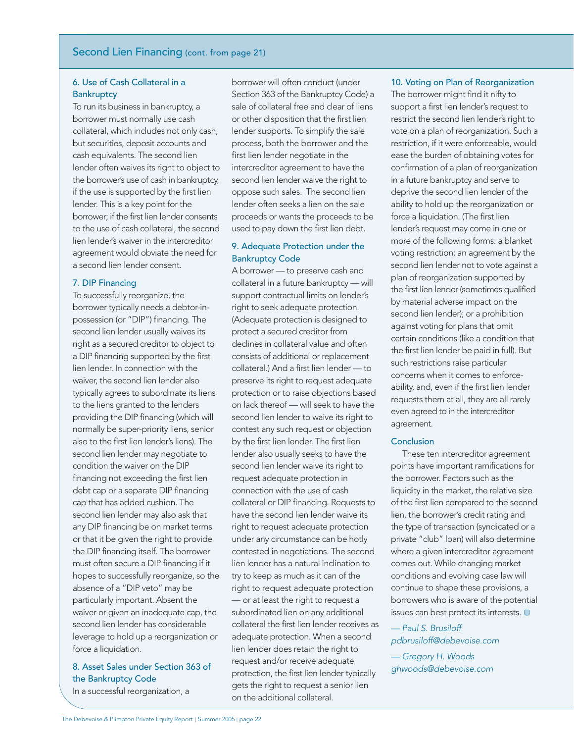## Second Lien Financing (cont. from page 21)

### 6. Use of Cash Collateral in a Bankruptcy

To run its business in bankruptcy, a borrower must normally use cash collateral, which includes not only cash, but securities, deposit accounts and cash equivalents. The second lien lender often waives its right to object to the borrower's use of cash in bankruptcy, if the use is supported by the first lien lender. This is a key point for the borrower; if the first lien lender consents to the use of cash collateral, the second lien lender's waiver in the intercreditor agreement would obviate the need for a second lien lender consent.

### 7. DIP Financing

To successfully reorganize, the borrower typically needs a debtor-in-possession (or "DIP") financing. The second lien lender usually waives its right as a secured creditor to object to a DIP financing supported by the first lien lender. In connection with the waiver, the second lien lender also typically agrees to subordinate its liens to the liens granted to the lenders providing the DIP financing (which will normally be super-priority liens, senior also to the first lien lender's liens). The second lien lender may negotiate to condition the waiver on the DIP financing not exceeding the first lien debt cap or a separate DIP financing cap that has added cushion. The second lien lender may also ask that any DIP financing be on market terms or that it be given the right to provide the DIP financing itself. The borrower must often secure a DIP financing if it hopes to successfully reorganize, so the absence of a "DIP veto" may be particularly important. Absent the waiver or given an inadequate cap, the second lien lender has considerable leverage to hold up a reorganization or force a liquidation.

### 8. Asset Sales under Section 363 of the Bankruptcy Code

In a successful reorganization, a borrower will often conduct (under Section 363 of the Bankruptcy Code) a sale of collateral free and clear of liens or other disposition that the first lien lender supports. To simplify the sale process, both the borrower and the first lien lender negotiate in the intercreditor agreement to have the second lien lender waive the right to oppose such sales. The second lien lender often seeks a lien on the sale proceeds or wants the proceeds to be used to pay down the first lien debt.

### 9. Adequate Protection under the Bankruptcy Code

A borrower — to preserve cash and collateral in a future bankruptcy — will support contractual limits on lender's right to seek adequate protection. (Adequate protection is designed to protect a secured creditor from declines in collateral value and often consists of additional or replacement collateral.) And a first lien lender — to preserve its right to request adequate protection or to raise objections based on lack thereof — will seek to have the second lien lender to waive its right to contest any such request or objection by the first lien lender. The first lien lender also usually seeks to have the second lien lender waive its right to request adequate protection in connection with the use of cash collateral or DIP financing. Requests to have the second lien lender waive its right to request adequate protection under any circumstance can be hotly contested in negotiations. The second lien lender has a natural inclination to try to keep as much as it can of the right to request adequate protection — or at least the right to request a subordinated lien on any additional collateral the first lien lender receives as adequate protection. When a second lien lender does retain the right to request and/or receive adequate protection, the first lien lender typically gets the right to request a senior lien on the additional collateral.

### 10. Voting on Plan of Reorganization

The borrower might find it nifty to support a first lien lender's request to restrict the second lien lender's right to vote on a plan of reorganization. Such a restriction, if it were enforceable, would ease the burden of obtaining votes for confirmation of a plan of reorganization in a future bankruptcy and serve to deprive the second lien lender of the ability to hold up the reorganization or force a liquidation. (The first lien lender's request may come in one or more of the following forms: a blanket voting restriction; an agreement by the second lien lender not to vote against a plan of reorganization supported by the first lien lender (sometimes qualified by material adverse impact on the second lien lender); or a prohibition against voting for plans that omit certain conditions (like a condition that the first lien lender be paid in full). But such restrictions raise particular concerns when it comes to enforceability, and, even if the first lien lender requests them at all, they are all rarely even agreed to in the intercreditor agreement.

### Conclusion

These ten intercreditor agreement points have important ramifications for the borrower. Factors such as the liquidity in the market, the relative size of the first lien compared to the second lien, the borrower's credit rating and the type of transaction (syndicated or a private "club" loan) will also determine where a given intercreditor agreement comes out. While changing market conditions and evolving case law will continue to shape these provisions, a borrowers who is aware of the potential issues can best protect its interests.

*— Paul S. Brusiloff*
*pdbrusiloff@debevoise.com*

*— Gregory H. Woods*
*ghwoods@debevoise.com*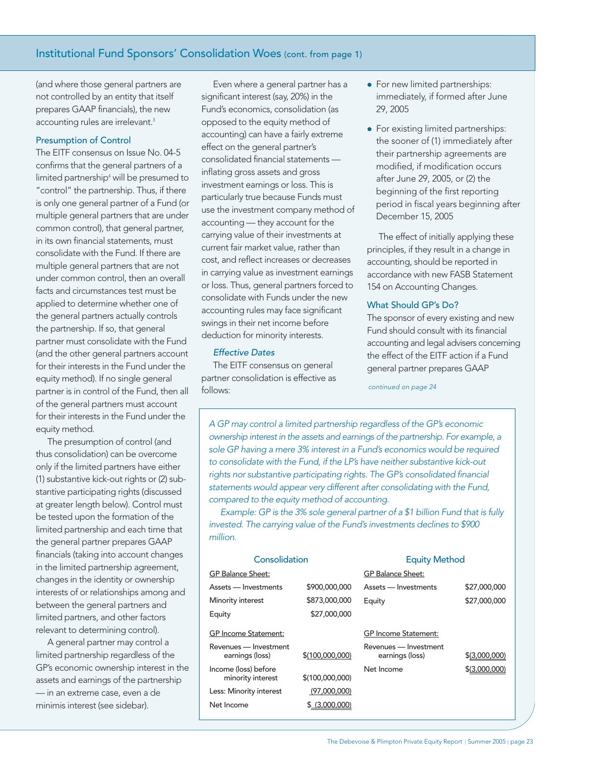## Institutional Fund Sponsors' Consolidation Woes (cont. from page 1)

(and where those general partners are not controlled by an entity that itself prepares GAAP financials), the new accounting rules are irrelevant.[3]

### Presumption of Control

The EITF consensus on Issue No. 04-5 confirms that the general partners of a limited partnership[4] will be presumed to "control" the partnership. Thus, if there is only one general partner of a Fund (or multiple general partners that are under common control), that general partner, in its own financial statements, must consolidate with the Fund. If there are multiple general partners that are not under common control, then an overall facts and circumstances test must be applied to determine whether one of the general partners actually controls the partnership. If so, that general partner must consolidate with the Fund (and the other general partners account for their interests in the Fund under the equity method). If no single general partner is in control of the Fund, then all of the general partners must account for their interests in the Fund under the equity method.

The presumption of control (and thus consolidation) can be overcome only if the limited partners have either (1) substantive kick-out rights or (2) substantive participating rights (discussed at greater length below). Control must be tested upon the formation of the limited partnership and each time that the general partner prepares GAAP financials (taking into account changes in the limited partnership agreement, changes in the identity or ownership interests of or relationships among and between the general partners and limited partners, and other factors relevant to determining control).

A general partner may control a limited partnership regardless of the GP's economic ownership interest in the assets and earnings of the partnership — in an extreme case, even a de minimis interest (see sidebar).

Even where a general partner has a significant interest (say, 20%) in the Fund's economics, consolidation (as opposed to the equity method of accounting) can have a fairly extreme effect on the general partner's consolidated financial statements — inflating gross assets and gross investment earnings or loss. This is particularly true because Funds must use the investment company method of accounting — they account for the carrying value of their investments at current fair market value, rather than cost, and reflect increases or decreases in carrying value as investment earnings or loss. Thus, general partners forced to consolidate with Funds under the new accounting rules may face significant swings in their net income before deduction for minority interests.

#### *Effective Dates*

The EITF consensus on general partner consolidation is effective as follows:

- For new limited partnerships: immediately, if formed after June 29, 2005
- For existing limited partnerships: the sooner of (1) immediately after their partnership agreements are modified, if modification occurs after June 29, 2005, or (2) the beginning of the first reporting period in fiscal years beginning after December 15, 2005

The effect of initially applying these principles, if they result in a change in accounting, should be reported in accordance with new FASB Statement 154 on Accounting Changes.

### What Should GP's Do?

The sponsor of every existing and new Fund should consult with its financial accounting and legal advisers concerning the effect of the EITF action if a Fund general partner prepares GAAP

*continued on page 24*

---

*A GP may control a limited partnership regardless of the GP's economic ownership interest in the assets and earnings of the partnership. For example, a sole GP having a mere 3% interest in a Fund's economics would be required to consolidate with the Fund, if the LP's have neither substantive kick-out rights nor substantive participating rights. The GP's consolidated financial statements would appear very different after consolidating with the Fund, compared to the equity method of accounting.*

*Example: GP is the 3% sole general partner of a $1 billion Fund that is fully invested. The carrying value of the Fund's investments declines to $900 million.*

| Consolidation | | Equity Method | |
|---|---|---|---|
| GP Balance Sheet: | | GP Balance Sheet: | |
| Assets — Investments | $900,000,000 | Assets — Investments | $27,000,000 |
| Minority interest | $873,000,000 | Equity | $27,000,000 |
| Equity | $27,000,000 | | |
| GP Income Statement: | | GP Income Statement: | |
| Revenues — Investment earnings (loss) | $(100,000,000) | Revenues — Investment earnings (loss) | $(3,000,000) |
| Income (loss) before minority interest | $(100,000,000) | Net Income | $(3,000,000) |
| Less: Minority interest | (97,000,000) | | |
| Net Income | $ (3,000,000) | | |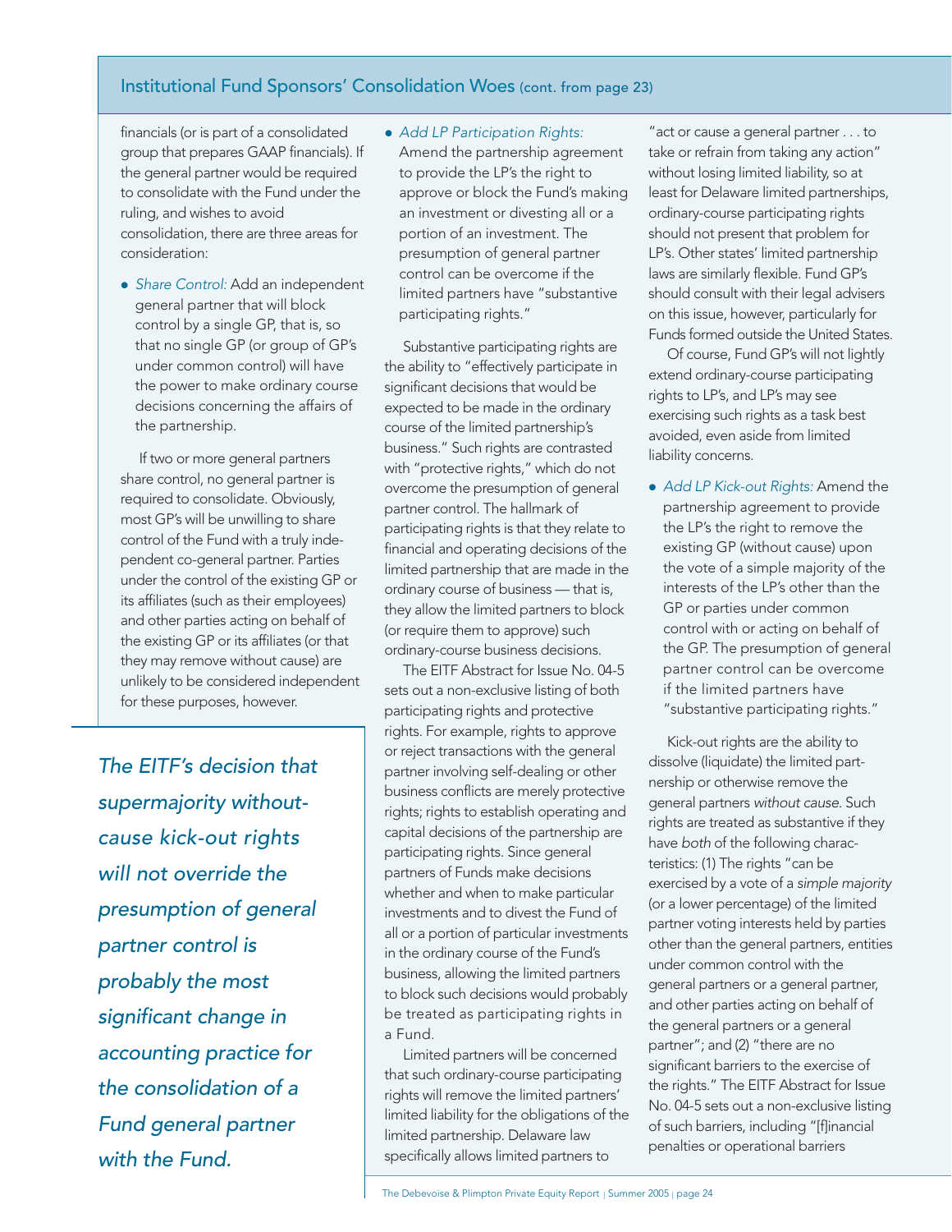## Institutional Fund Sponsors' Consolidation Woes (cont. from page 23)

financials (or is part of a consolidated group that prepares GAAP financials). If the general partner would be required to consolidate with the Fund under the ruling, and wishes to avoid consolidation, there are three areas for consideration:

- *Share Control:* Add an independent general partner that will block control by a single GP, that is, so that no single GP (or group of GP's under common control) will have the power to make ordinary course decisions concerning the affairs of the partnership.

If two or more general partners share control, no general partner is required to consolidate. Obviously, most GP's will be unwilling to share control of the Fund with a truly independent co-general partner. Parties under the control of the existing GP or its affiliates (such as their employees) and other parties acting on behalf of the existing GP or its affiliates (or that they may remove without cause) are unlikely to be considered independent for these purposes, however.

*The EITF's decision that supermajority without-cause kick-out rights will not override the presumption of general partner control is probably the most significant change in accounting practice for the consolidation of a Fund general partner with the Fund.*

- *Add LP Participation Rights:* Amend the partnership agreement to provide the LP's the right to approve or block the Fund's making an investment or divesting all or a portion of an investment. The presumption of general partner control can be overcome if the limited partners have "substantive participating rights."

Substantive participating rights are the ability to "effectively participate in significant decisions that would be expected to be made in the ordinary course of the limited partnership's business." Such rights are contrasted with "protective rights," which do not overcome the presumption of general partner control. The hallmark of participating rights is that they relate to financial and operating decisions of the limited partnership that are made in the ordinary course of business — that is, they allow the limited partners to block (or require them to approve) such ordinary-course business decisions.

The EITF Abstract for Issue No. 04-5 sets out a non-exclusive listing of both participating rights and protective rights. For example, rights to approve or reject transactions with the general partner involving self-dealing or other business conflicts are merely protective rights; rights to establish operating and capital decisions of the partnership are participating rights. Since general partners of Funds make decisions whether and when to make particular investments and to divest the Fund of all or a portion of particular investments in the ordinary course of the Fund's business, allowing the limited partners to block such decisions would probably be treated as participating rights in a Fund.

Limited partners will be concerned that such ordinary-course participating rights will remove the limited partners' limited liability for the obligations of the limited partnership. Delaware law specifically allows limited partners to "act or cause a general partner . . . to take or refrain from taking any action" without losing limited liability, so at least for Delaware limited partnerships, ordinary-course participating rights should not present that problem for LP's. Other states' limited partnership laws are similarly flexible. Fund GP's should consult with their legal advisers on this issue, however, particularly for Funds formed outside the United States.

Of course, Fund GP's will not lightly extend ordinary-course participating rights to LP's, and LP's may see exercising such rights as a task best avoided, even aside from limited liability concerns.

- *Add LP Kick-out Rights:* Amend the partnership agreement to provide the LP's the right to remove the existing GP (without cause) upon the vote of a simple majority of the interests of the LP's other than the GP or parties under common control with or acting on behalf of the GP. The presumption of general partner control can be overcome if the limited partners have "substantive participating rights."

Kick-out rights are the ability to dissolve (liquidate) the limited partnership or otherwise remove the general partners *without cause*. Such rights are treated as substantive if they have *both* of the following characteristics: (1) The rights "can be exercised by a vote of a *simple majority* (or a lower percentage) of the limited partner voting interests held by parties other than the general partners, entities under common control with the general partners or a general partner, and other parties acting on behalf of the general partners or a general partner"; and (2) "there are no significant barriers to the exercise of the rights." The EITF Abstract for Issue No. 04-5 sets out a non-exclusive listing of such barriers, including "[f]inancial penalties or operational barriers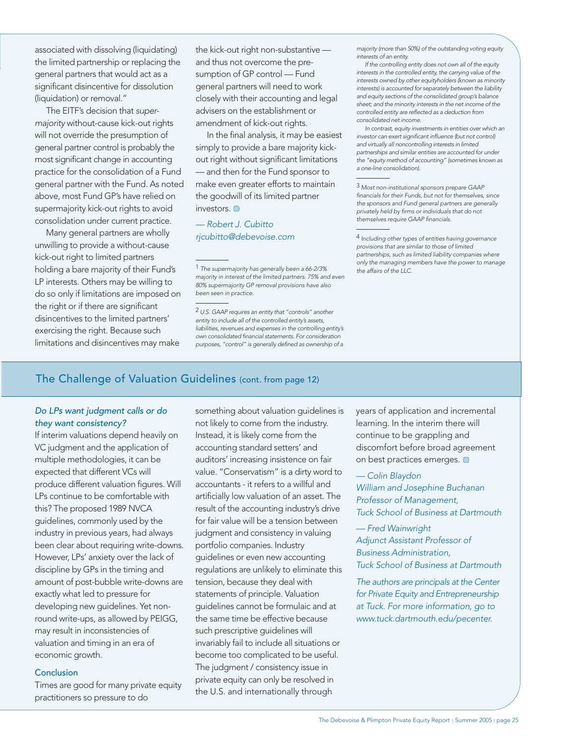associated with dissolving (liquidating) the limited partnership or replacing the general partners that would act as a significant disincentive for dissolution (liquidation) or removal."

The EITF's decision that *supermajority* without-cause kick-out rights will not override the presumption of general partner control is probably the most significant change in accounting practice for the consolidation of a Fund general partner with the Fund. As noted above, most Fund GP's have relied on supermajority kick-out rights to avoid consolidation under current practice.

Many general partners are wholly unwilling to provide a without-cause kick-out right to limited partners holding a bare majority of their Fund's LP interests. Others may be willing to do so only if limitations are imposed on the right or if there are significant disincentives to the limited partners' exercising the right. Because such limitations and disincentives may make the kick-out right non-substantive — and thus not overcome the presumption of GP control — Fund general partners will need to work closely with their accounting and legal advisers on the establishment or amendment of kick-out rights.

In the final analysis, it may be easiest simply to provide a bare majority kick-out right without significant limitations — and then for the Fund sponsor to make even greater efforts to maintain the goodwill of its limited partner investors.

*— Robert J. Cubitto*
*rjcubitto@debevoise.com*

---

[1] *The supermajority has generally been a 66-2/3% majority in interest of the limited partners. 75% and even 80% supermajority GP removal provisions have also been seen in practice.*

[2] *U.S. GAAP requires an entity that "controls" another entity to include all of the controlled entity's assets, liabilities, revenues and expenses in the controlling entity's own consolidated financial statements. For consideration purposes, "control" is generally defined as ownership of a majority (more than 50%) of the outstanding voting equity interests of an entity.*

*If the controlling entity does not own all of the equity interests in the controlled entity, the carrying value of the interests owned by other equityholders (known as minority interests) is accounted for separately between the liability and equity sections of the consolidated group's balance sheet; and the minority interests in the net income of the controlled entity are reflected as a deduction from consolidated net income.*

*In contrast, equity investments in entities over which an investor can exert significant influence (but not control) and virtually all noncontrolling interests in limited partnerships and similar entities are accounted for under the "equity method of accounting" (sometimes known as a one-line consolidation).*

[3] *Most non-institutional sponsors prepare GAAP financials for their Funds, but not for themselves, since the sponsors and Fund general partners are generally privately held by firms or individuals that do not themselves require GAAP financials.*

[4] *Including other types of entities having governance provisions that are similar to those of limited partnerships, such as limited liability companies where only the managing members have the power to manage the affairs of the LLC.*

## The Challenge of Valuation Guidelines (cont. from page 12)

### *Do LPs want judgment calls or do they want consistency?*

If interim valuations depend heavily on VC judgment and the application of multiple methodologies, it can be expected that different VCs will produce different valuation figures. Will LPs continue to be comfortable with this? The proposed 1989 NVCA guidelines, commonly used by the industry in previous years, had always been clear about requiring write-downs. However, LPs' anxiety over the lack of discipline by GPs in the timing and amount of post-bubble write-downs are exactly what led to pressure for developing new guidelines. Yet non-round write-ups, as allowed by PEIGG, may result in inconsistencies of valuation and timing in an era of economic growth.

### Conclusion

Times are good for many private equity practitioners so pressure to do something about valuation guidelines is not likely to come from the industry. Instead, it is likely come from the accounting standard setters' and auditors' increasing insistence on fair value. "Conservatism" is a dirty word to accountants - it refers to a willful and artificially low valuation of an asset. The result of the accounting industry's drive for fair value will be a tension between judgment and consistency in valuing portfolio companies. Industry guidelines or even new accounting regulations are unlikely to eliminate this tension, because they deal with statements of principle. Valuation guidelines cannot be formulaic and at the same time be effective because such prescriptive guidelines will invariably fail to include all situations or become too complicated to be useful. The judgment / consistency issue in private equity can only be resolved in the U.S. and internationally through years of application and incremental learning. In the interim there will continue to be grappling and discomfort before broad agreement on best practices emerges.

*— Colin Blaydon*
*William and Josephine Buchanan Professor of Management, Tuck School of Business at Dartmouth*

*— Fred Wainwright*
*Adjunct Assistant Professor of Business Administration, Tuck School of Business at Dartmouth*

*The authors are principals at the Center for Private Equity and Entrepreneurship at Tuck. For more information, go to www.tuck.dartmouth.edu/pecenter.*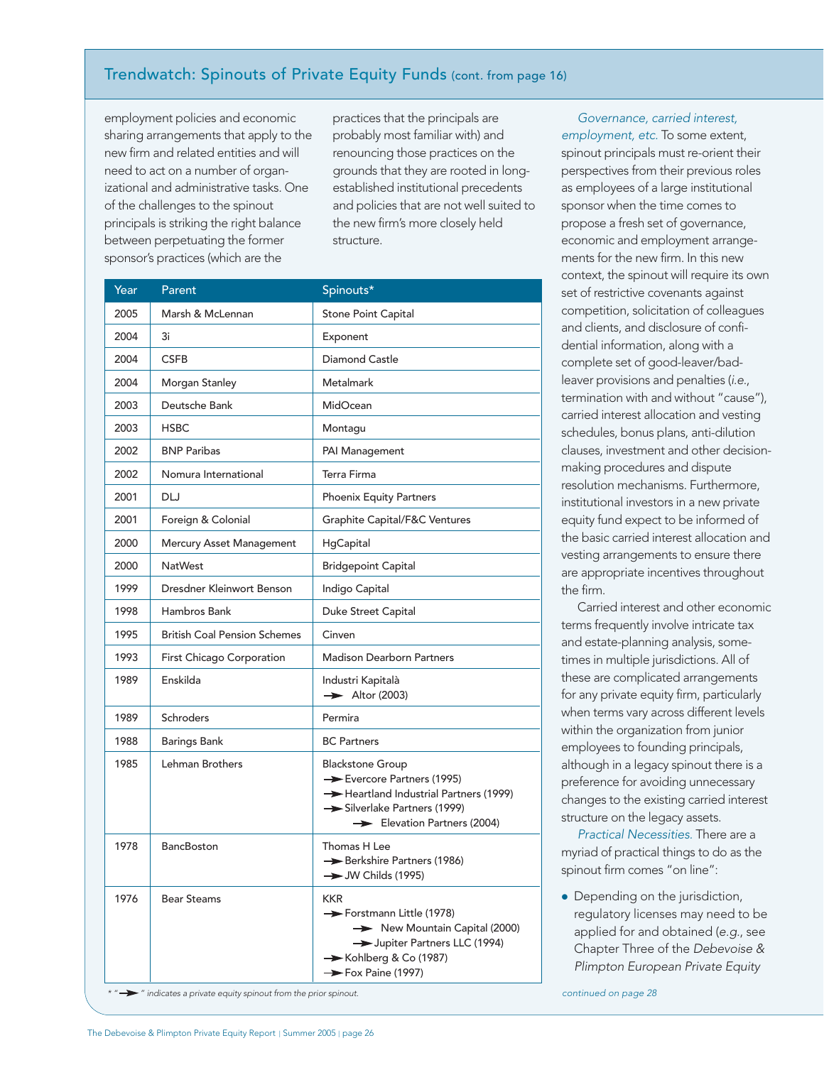## Trendwatch: Spinouts of Private Equity Funds (cont. from page 16)

employment policies and economic sharing arrangements that apply to the new firm and related entities and will need to act on a number of organizational and administrative tasks. One of the challenges to the spinout principals is striking the right balance between perpetuating the former sponsor's practices (which are the practices that the principals are probably most familiar with) and renouncing those practices on the grounds that they are rooted in long-established institutional precedents and policies that are not well suited to the new firm's more closely held structure.

| Year | Parent | Spinouts* |
|---|---|---|
| 2005 | Marsh & McLennan | Stone Point Capital |
| 2004 | 3i | Exponent |
| 2004 | CSFB | Diamond Castle |
| 2004 | Morgan Stanley | Metalmark |
| 2003 | Deutsche Bank | MidOcean |
| 2003 | HSBC | Montagu |
| 2002 | BNP Paribas | PAI Management |
| 2002 | Nomura International | Terra Firma |
| 2001 | DLJ | Phoenix Equity Partners |
| 2001 | Foreign & Colonial | Graphite Capital/F&C Ventures |
| 2000 | Mercury Asset Management | HgCapital |
| 2000 | NatWest | Bridgepoint Capital |
| 1999 | Dresdner Kleinwort Benson | Indigo Capital |
| 1998 | Hambros Bank | Duke Street Capital |
| 1995 | British Coal Pension Schemes | Cinven |
| 1993 | First Chicago Corporation | Madison Dearborn Partners |
| 1989 | Enskilda | Industri Kapitalà<br>➔ Altor (2003) |
| 1989 | Schroders | Permira |
| 1988 | Barings Bank | BC Partners |
| 1985 | Lehman Brothers | Blackstone Group<br>➔ Evercore Partners (1995)<br>➔ Heartland Industrial Partners (1999)<br>➔ Silverlake Partners (1999)<br>➔ ➔ Elevation Partners (2004) |
| 1978 | BancBoston | Thomas H Lee<br>➔ Berkshire Partners (1986)<br>➔ JW Childs (1995) |
| 1976 | Bear Steams | KKR<br>➔ Forstmann Little (1978)<br>➔ ➔ New Mountain Capital (2000)<br>➔ ➔ Jupiter Partners LLC (1994)<br>➔ Kohlberg & Co (1987)<br>➔ Fox Paine (1997) |

*\* "➔" indicates a private equity spinout from the prior spinout.*

*Governance, carried interest, employment, etc.* To some extent, spinout principals must re-orient their perspectives from their previous roles as employees of a large institutional sponsor when the time comes to propose a fresh set of governance, economic and employment arrangements for the new firm. In this new context, the spinout will require its own set of restrictive covenants against competition, solicitation of colleagues and clients, and disclosure of confidential information, along with a complete set of good-leaver/bad-leaver provisions and penalties (*i.e.*, termination with and without "cause"), carried interest allocation and vesting schedules, bonus plans, anti-dilution clauses, investment and other decision-making procedures and dispute resolution mechanisms. Furthermore, institutional investors in a new private equity fund expect to be informed of the basic carried interest allocation and vesting arrangements to ensure there are appropriate incentives throughout the firm.

Carried interest and other economic terms frequently involve intricate tax and estate-planning analysis, sometimes in multiple jurisdictions. All of these are complicated arrangements for any private equity firm, particularly when terms vary across different levels within the organization from junior employees to founding principals, although in a legacy spinout there is a preference for avoiding unnecessary changes to the existing carried interest structure on the legacy assets.

*Practical Necessities.* There are a myriad of practical things to do as the spinout firm comes "on line":

- Depending on the jurisdiction, regulatory licenses may need to be applied for and obtained (*e.g.*, see Chapter Three of the *Debevoise & Plimpton European Private Equity*

*continued on page 28*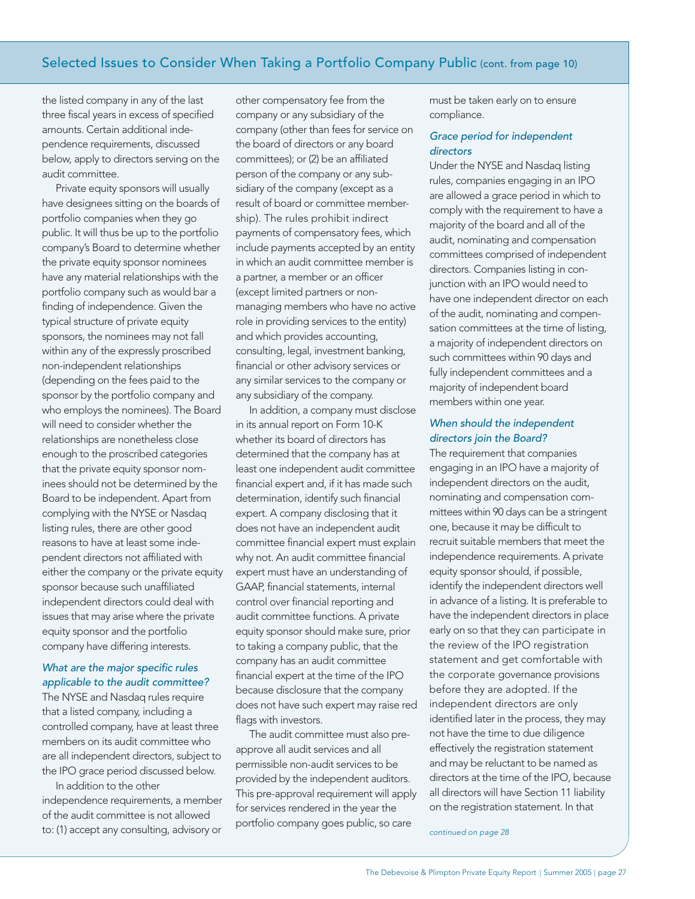the listed company in any of the last three fiscal years in excess of specified amounts. Certain additional independence requirements, discussed below, apply to directors serving on the audit committee.

Private equity sponsors will usually have designees sitting on the boards of portfolio companies when they go public. It will thus be up to the portfolio company's Board to determine whether the private equity sponsor nominees have any material relationships with the portfolio company such as would bar a finding of independence. Given the typical structure of private equity sponsors, the nominees may not fall within any of the expressly proscribed non-independent relationships (depending on the fees paid to the sponsor by the portfolio company and who employs the nominees). The Board will need to consider whether the relationships are nonetheless close enough to the proscribed categories that the private equity sponsor nominees should not be determined by the Board to be independent. Apart from complying with the NYSE or Nasdaq listing rules, there are other good reasons to have at least some independent directors not affiliated with either the company or the private equity sponsor because such unaffiliated independent directors could deal with issues that may arise where the private equity sponsor and the portfolio company have differing interests.

### *What are the major specific rules applicable to the audit committee?*

The NYSE and Nasdaq rules require that a listed company, including a controlled company, have at least three members on its audit committee who are all independent directors, subject to the IPO grace period discussed below.

In addition to the other independence requirements, a member of the audit committee is not allowed to: (1) accept any consulting, advisory or other compensatory fee from the company or any subsidiary of the company (other than fees for service on the board of directors or any board committees); or (2) be an affiliated person of the company or any subsidiary of the company (except as a result of board or committee membership). The rules prohibit indirect payments of compensatory fees, which include payments accepted by an entity in which an audit committee member is a partner, a member or an officer (except limited partners or non-managing members who have no active role in providing services to the entity) and which provides accounting, consulting, legal, investment banking, financial or other advisory services or any similar services to the company or any subsidiary of the company.

In addition, a company must disclose in its annual report on Form 10-K whether its board of directors has determined that the company has at least one independent audit committee financial expert and, if it has made such determination, identify such financial expert. A company disclosing that it does not have an independent audit committee financial expert must explain why not. An audit committee financial expert must have an understanding of GAAP, financial statements, internal control over financial reporting and audit committee functions. A private equity sponsor should make sure, prior to taking a company public, that the company has an audit committee financial expert at the time of the IPO because disclosure that the company does not have such expert may raise red flags with investors.

The audit committee must also pre-approve all audit services and all permissible non-audit services to be provided by the independent auditors. This pre-approval requirement will apply for services rendered in the year the portfolio company goes public, so care must be taken early on to ensure compliance.

### *Grace period for independent directors*

Under the NYSE and Nasdaq listing rules, companies engaging in an IPO are allowed a grace period in which to comply with the requirement to have a majority of the board and all of the audit, nominating and compensation committees comprised of independent directors. Companies listing in conjunction with an IPO would need to have one independent director on each of the audit, nominating and compensation committees at the time of listing, a majority of independent directors on such committees within 90 days and fully independent committees and a majority of independent board members within one year.

### *When should the independent directors join the Board?*

The requirement that companies engaging in an IPO have a majority of independent directors on the audit, nominating and compensation committees within 90 days can be a stringent one, because it may be difficult to recruit suitable members that meet the independence requirements. A private equity sponsor should, if possible, identify the independent directors well in advance of a listing. It is preferable to have the independent directors in place early on so that they can participate in the review of the IPO registration statement and get comfortable with the corporate governance provisions before they are adopted. If the independent directors are only identified later in the process, they may not have the time to due diligence effectively the registration statement and may be reluctant to be named as directors at the time of the IPO, because all directors will have Section 11 liability on the registration statement. In that

*continued on page 28*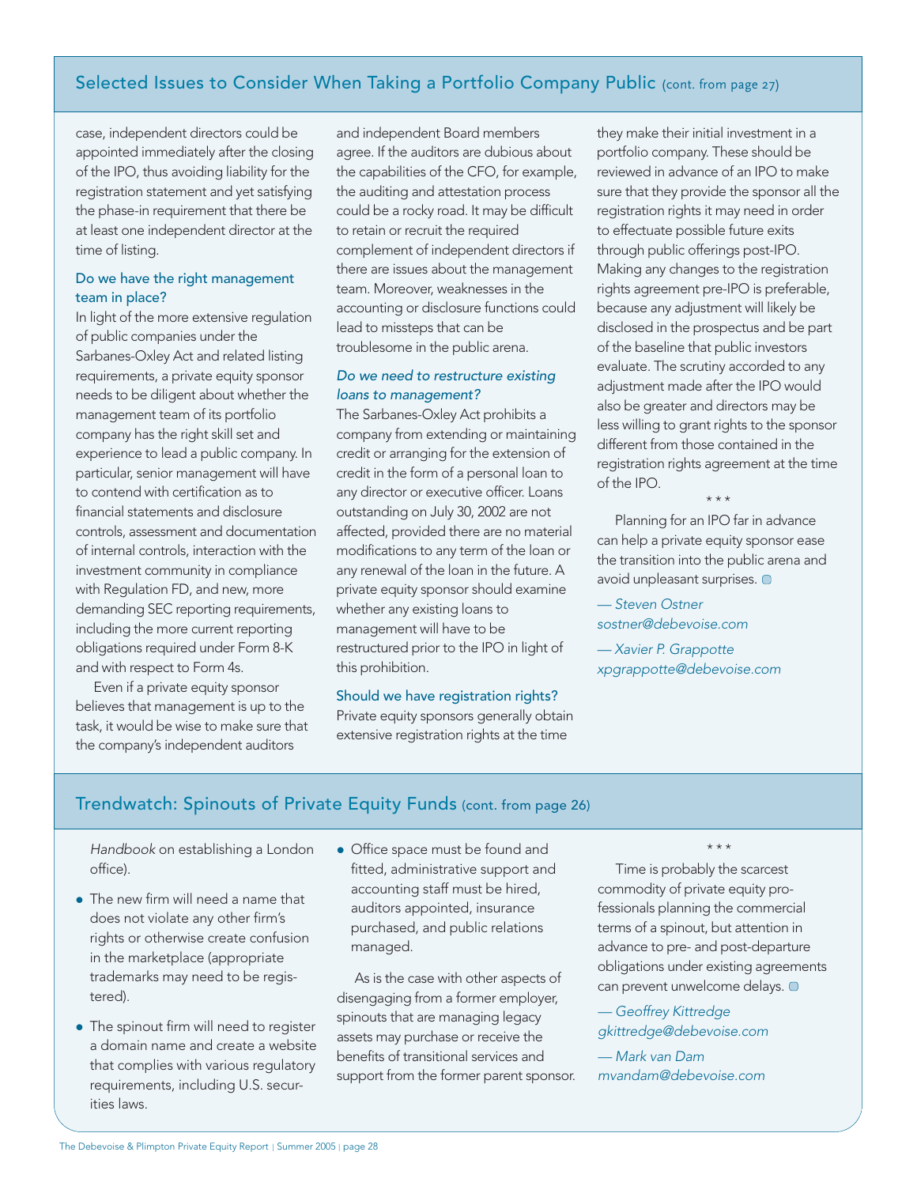## Selected Issues to Consider When Taking a Portfolio Company Public (cont. from page 27)

case, independent directors could be appointed immediately after the closing of the IPO, thus avoiding liability for the registration statement and yet satisfying the phase-in requirement that there be at least one independent director at the time of listing.

### Do we have the right management team in place?

In light of the more extensive regulation of public companies under the Sarbanes-Oxley Act and related listing requirements, a private equity sponsor needs to be diligent about whether the management team of its portfolio company has the right skill set and experience to lead a public company. In particular, senior management will have to contend with certification as to financial statements and disclosure controls, assessment and documentation of internal controls, interaction with the investment community in compliance with Regulation FD, and new, more demanding SEC reporting requirements, including the more current reporting obligations required under Form 8-K and with respect to Form 4s.

Even if a private equity sponsor believes that management is up to the task, it would be wise to make sure that the company's independent auditors and independent Board members agree. If the auditors are dubious about the capabilities of the CFO, for example, the auditing and attestation process could be a rocky road. It may be difficult to retain or recruit the required complement of independent directors if there are issues about the management team. Moreover, weaknesses in the accounting or disclosure functions could lead to missteps that can be troublesome in the public arena.

#### *Do we need to restructure existing loans to management?*

The Sarbanes-Oxley Act prohibits a company from extending or maintaining credit or arranging for the extension of credit in the form of a personal loan to any director or executive officer. Loans outstanding on July 30, 2002 are not affected, provided there are no material modifications to any term of the loan or any renewal of the loan in the future. A private equity sponsor should examine whether any existing loans to management will have to be restructured prior to the IPO in light of this prohibition.

### Should we have registration rights?

Private equity sponsors generally obtain extensive registration rights at the time they make their initial investment in a portfolio company. These should be reviewed in advance of an IPO to make sure that they provide the sponsor all the registration rights it may need in order to effectuate possible future exits through public offerings post-IPO. Making any changes to the registration rights agreement pre-IPO is preferable, because any adjustment will likely be disclosed in the prospectus and be part of the baseline that public investors evaluate. The scrutiny accorded to any adjustment made after the IPO would also be greater and directors may be less willing to grant rights to the sponsor different from those contained in the registration rights agreement at the time of the IPO.

\* \* \*

Planning for an IPO far in advance can help a private equity sponsor ease the transition into the public arena and avoid unpleasant surprises.

*— Steven Ostner*
*sostner@debevoise.com*

*— Xavier P. Grappotte*
*xpgrappotte@debevoise.com*

## Trendwatch: Spinouts of Private Equity Funds (cont. from page 26)

*Handbook* on establishing a London office).

- The new firm will need a name that does not violate any other firm's rights or otherwise create confusion in the marketplace (appropriate trademarks may need to be registered).
- The spinout firm will need to register a domain name and create a website that complies with various regulatory requirements, including U.S. securities laws.
- Office space must be found and fitted, administrative support and accounting staff must be hired, auditors appointed, insurance purchased, and public relations managed.

As is the case with other aspects of disengaging from a former employer, spinouts that are managing legacy assets may purchase or receive the benefits of transitional services and support from the former parent sponsor.

\* \* \*

Time is probably the scarcest commodity of private equity professionals planning the commercial terms of a spinout, but attention in advance to pre- and post-departure obligations under existing agreements can prevent unwelcome delays.

*— Geoffrey Kittredge*
*gkittredge@debevoise.com*

*— Mark van Dam*
*mvandam@debevoise.com*